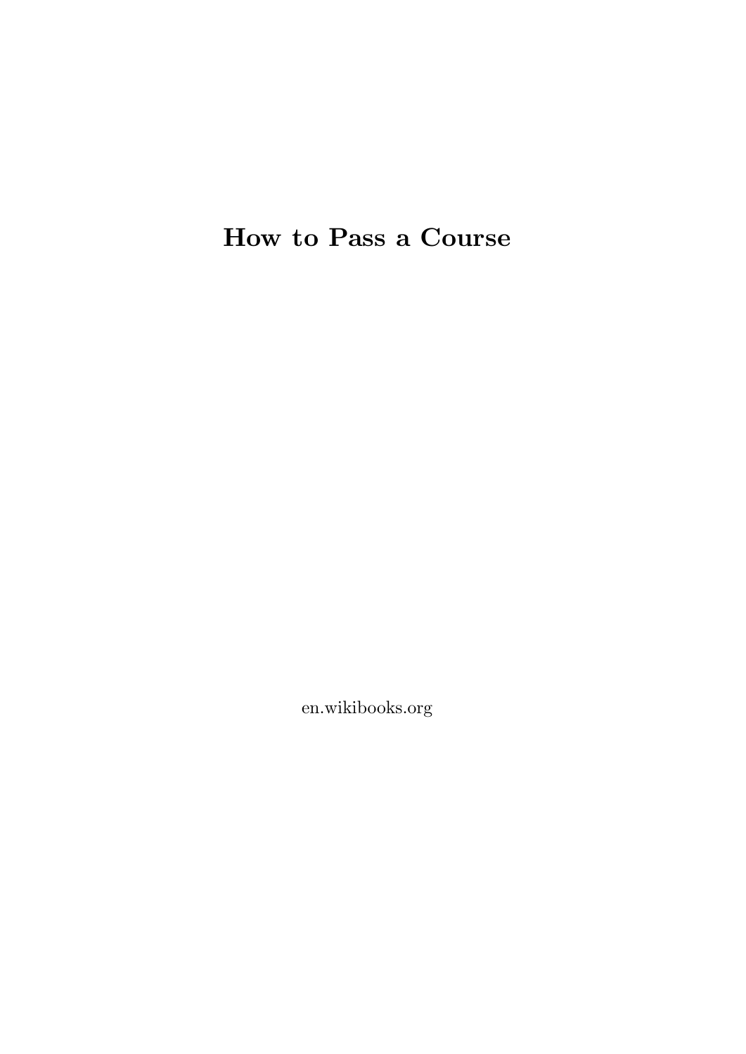# How to Pass a Course

en.wikibooks.org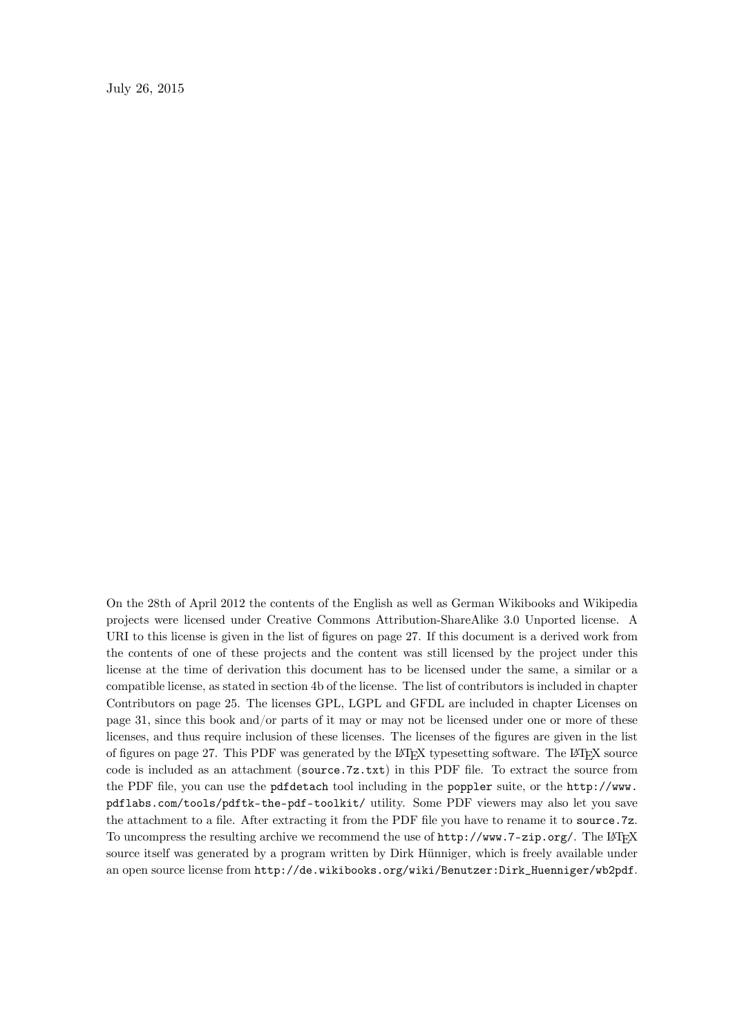July 26, 2015

On the 28th of April 2012 the contents of the English as well as German Wikibooks and Wikipedia projects were licensed under Creative Commons Attribution-ShareAlike 3.0 Unported license. A URI to this license is given in the list of figures on page 27. If this document is a derived work from the contents of one of these projects and the content was still licensed by the project under this license at the time of derivation this document has to be licensed under the same, a similar or a compatible license, as stated in section 4b of the license. The list of contributors is included in chapter Contributors on page 25. The licenses GPL, LGPL and GFDL are included in chapter Licenses on page 31, since this book and/or parts of it may or may not be licensed under one or more of these licenses, and thus require inclusion of these licenses. The licenses of the figures are given in the list of figures on page 27. This PDF was generated by the LaTeX typesetting software. The LaTeX source code is included as an attachment (`source.7z.txt`) in this PDF file. To extract the source from the PDF file, you can use the `pdfdetach` tool including in the `poppler` suite, or the `http://www.pdflabs.com/tools/pdftk-the-pdf-toolkit/` utility. Some PDF viewers may also let you save the attachment to a file. After extracting it from the PDF file you have to rename it to `source.7z`. To uncompress the resulting archive we recommend the use of `http://www.7-zip.org/`. The LaTeX source itself was generated by a program written by Dirk Hünniger, which is freely available under an open source license from `http://de.wikibooks.org/wiki/Benutzer:Dirk_Huenniger/wb2pdf`.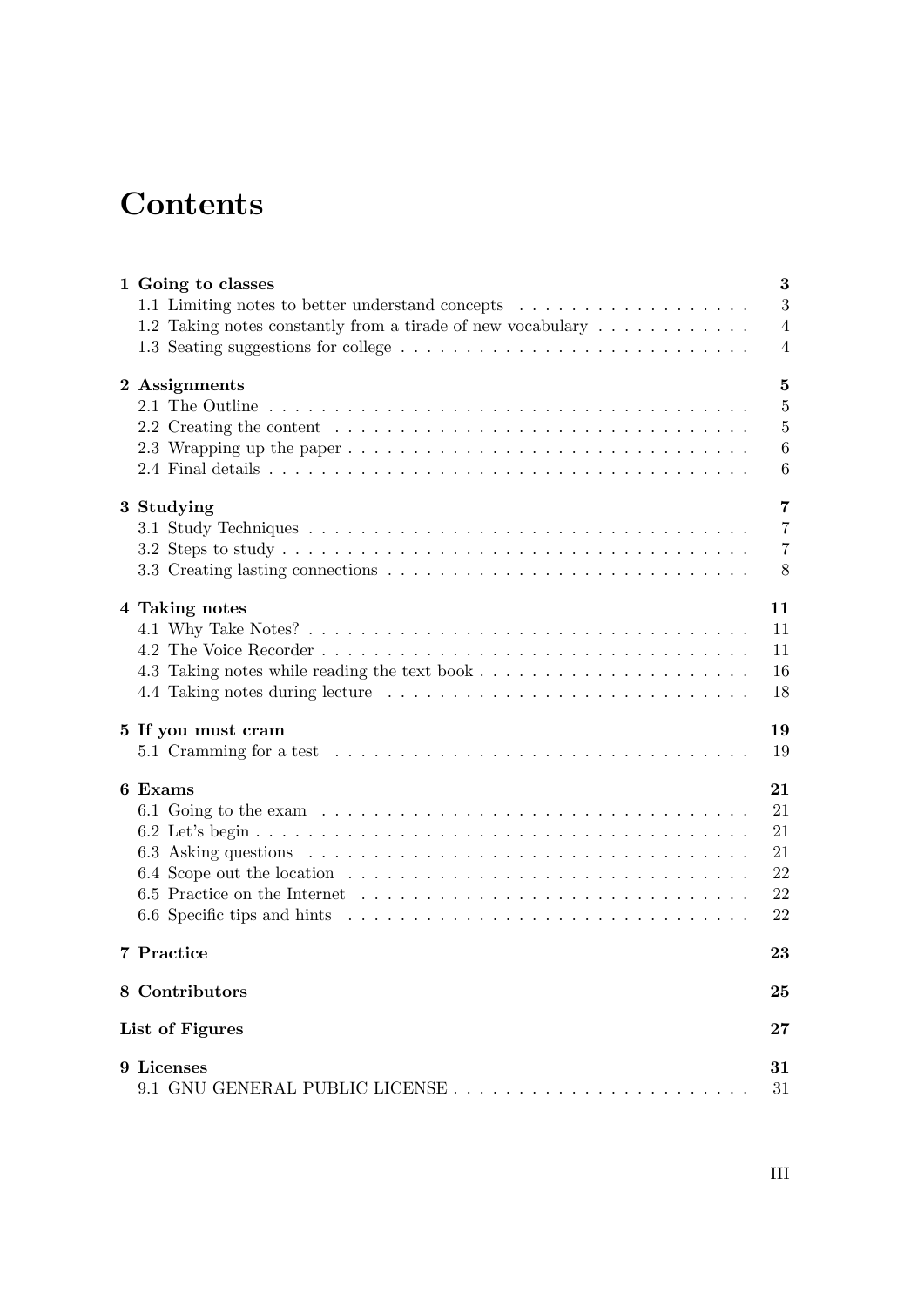# Contents

- **1 Going to classes** — **3**
  - 1.1 Limiting notes to better understand concepts — 3
  - 1.2 Taking notes constantly from a tirade of new vocabulary — 4
  - 1.3 Seating suggestions for college — 4
- **2 Assignments** — **5**
  - 2.1 The Outline — 5
  - 2.2 Creating the content — 5
  - 2.3 Wrapping up the paper — 6
  - 2.4 Final details — 6
- **3 Studying** — **7**
  - 3.1 Study Techniques — 7
  - 3.2 Steps to study — 7
  - 3.3 Creating lasting connections — 8
- **4 Taking notes** — **11**
  - 4.1 Why Take Notes? — 11
  - 4.2 The Voice Recorder — 11
  - 4.3 Taking notes while reading the text book — 16
  - 4.4 Taking notes during lecture — 18
- **5 If you must cram** — **19**
  - 5.1 Cramming for a test — 19
- **6 Exams** — **21**
  - 6.1 Going to the exam — 21
  - 6.2 Let's begin — 21
  - 6.3 Asking questions — 21
  - 6.4 Scope out the location — 22
  - 6.5 Practice on the Internet — 22
  - 6.6 Specific tips and hints — 22
- **7 Practice** — **23**
- **8 Contributors** — **25**
- **List of Figures** — **27**
- **9 Licenses** — **31**
  - 9.1 GNU GENERAL PUBLIC LICENSE — 31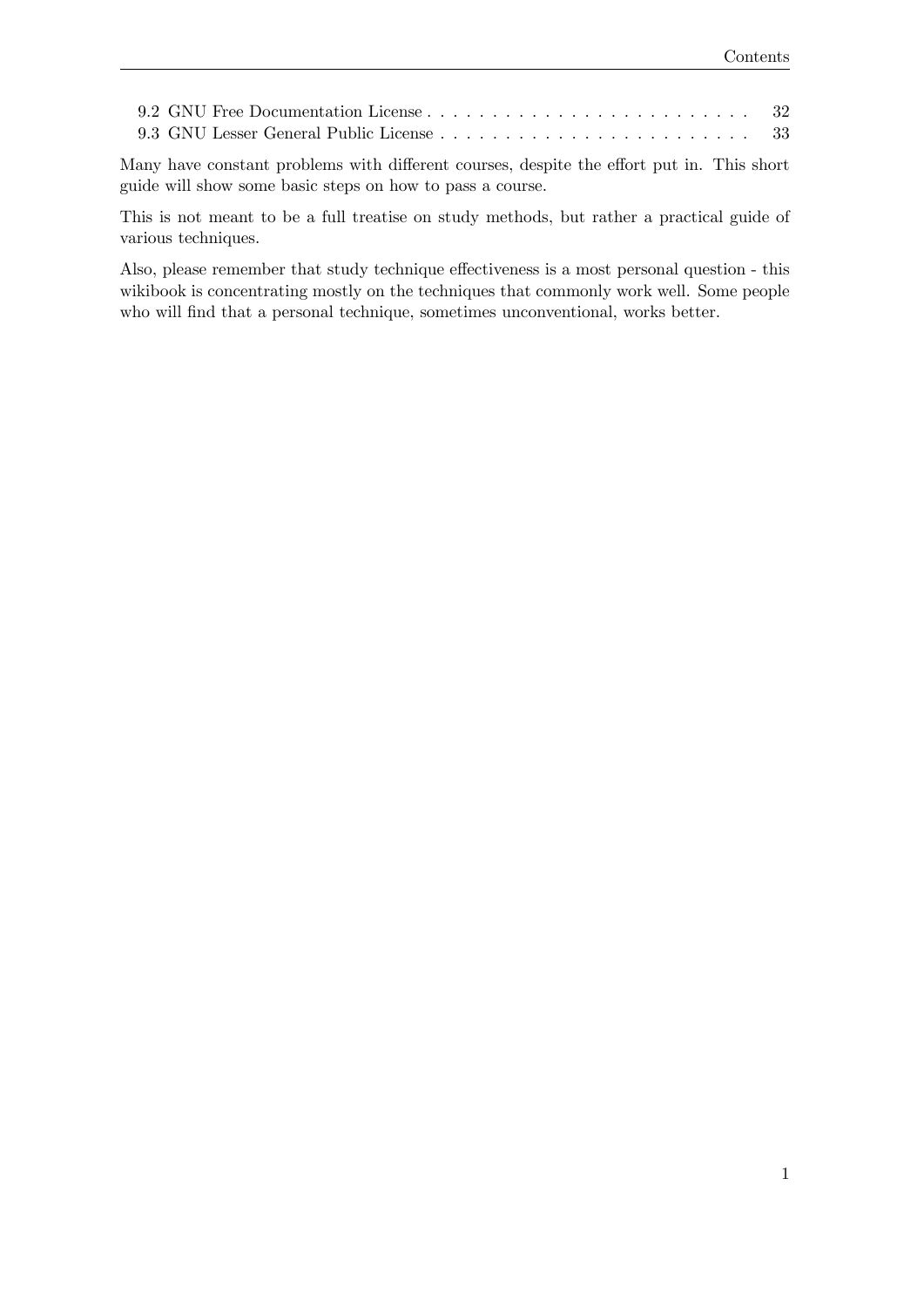9.2 GNU Free Documentation License . . . . . . . . . . . . . . . . . . . . . . . . . 32
9.3 GNU Lesser General Public License . . . . . . . . . . . . . . . . . . . . . . . . 33

Many have constant problems with different courses, despite the effort put in. This short guide will show some basic steps on how to pass a course.

This is not meant to be a full treatise on study methods, but rather a practical guide of various techniques.

Also, please remember that study technique effectiveness is a most personal question - this wikibook is concentrating mostly on the techniques that commonly work well. Some people who will find that a personal technique, sometimes unconventional, works better.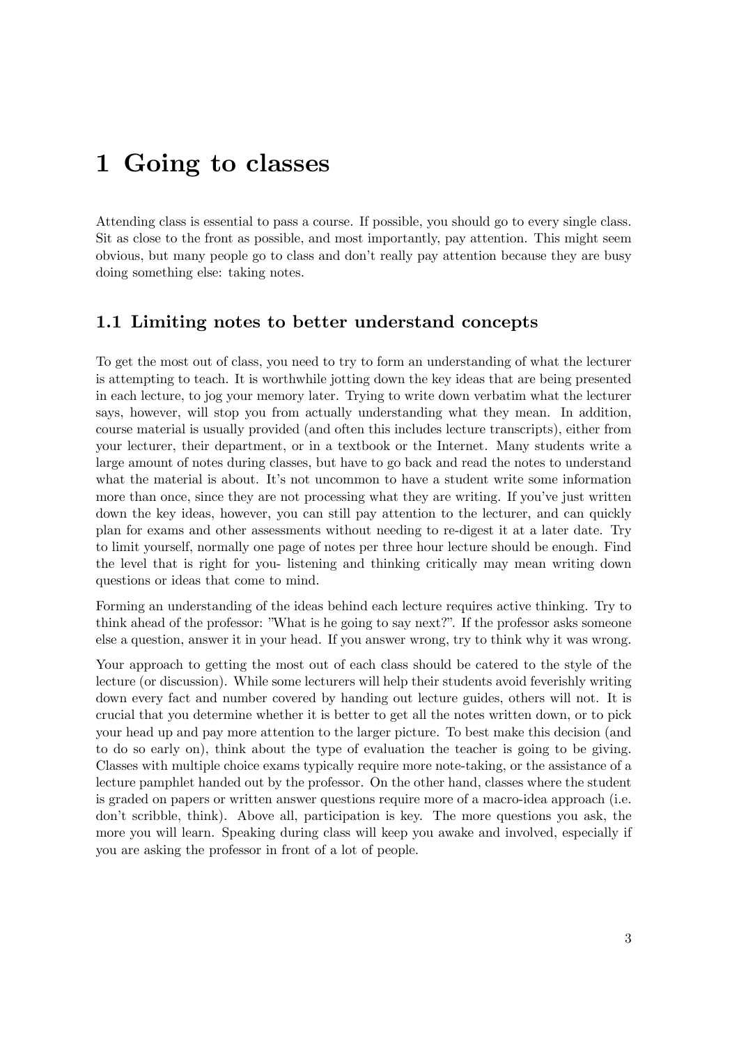# 1 Going to classes

Attending class is essential to pass a course. If possible, you should go to every single class. Sit as close to the front as possible, and most importantly, pay attention. This might seem obvious, but many people go to class and don't really pay attention because they are busy doing something else: taking notes.

## 1.1 Limiting notes to better understand concepts

To get the most out of class, you need to try to form an understanding of what the lecturer is attempting to teach. It is worthwhile jotting down the key ideas that are being presented in each lecture, to jog your memory later. Trying to write down verbatim what the lecturer says, however, will stop you from actually understanding what they mean. In addition, course material is usually provided (and often this includes lecture transcripts), either from your lecturer, their department, or in a textbook or the Internet. Many students write a large amount of notes during classes, but have to go back and read the notes to understand what the material is about. It's not uncommon to have a student write some information more than once, since they are not processing what they are writing. If you've just written down the key ideas, however, you can still pay attention to the lecturer, and can quickly plan for exams and other assessments without needing to re-digest it at a later date. Try to limit yourself, normally one page of notes per three hour lecture should be enough. Find the level that is right for you- listening and thinking critically may mean writing down questions or ideas that come to mind.

Forming an understanding of the ideas behind each lecture requires active thinking. Try to think ahead of the professor: "What is he going to say next?". If the professor asks someone else a question, answer it in your head. If you answer wrong, try to think why it was wrong.

Your approach to getting the most out of each class should be catered to the style of the lecture (or discussion). While some lecturers will help their students avoid feverishly writing down every fact and number covered by handing out lecture guides, others will not. It is crucial that you determine whether it is better to get all the notes written down, or to pick your head up and pay more attention to the larger picture. To best make this decision (and to do so early on), think about the type of evaluation the teacher is going to be giving. Classes with multiple choice exams typically require more note-taking, or the assistance of a lecture pamphlet handed out by the professor. On the other hand, classes where the student is graded on papers or written answer questions require more of a macro-idea approach (i.e. don't scribble, think). Above all, participation is key. The more questions you ask, the more you will learn. Speaking during class will keep you awake and involved, especially if you are asking the professor in front of a lot of people.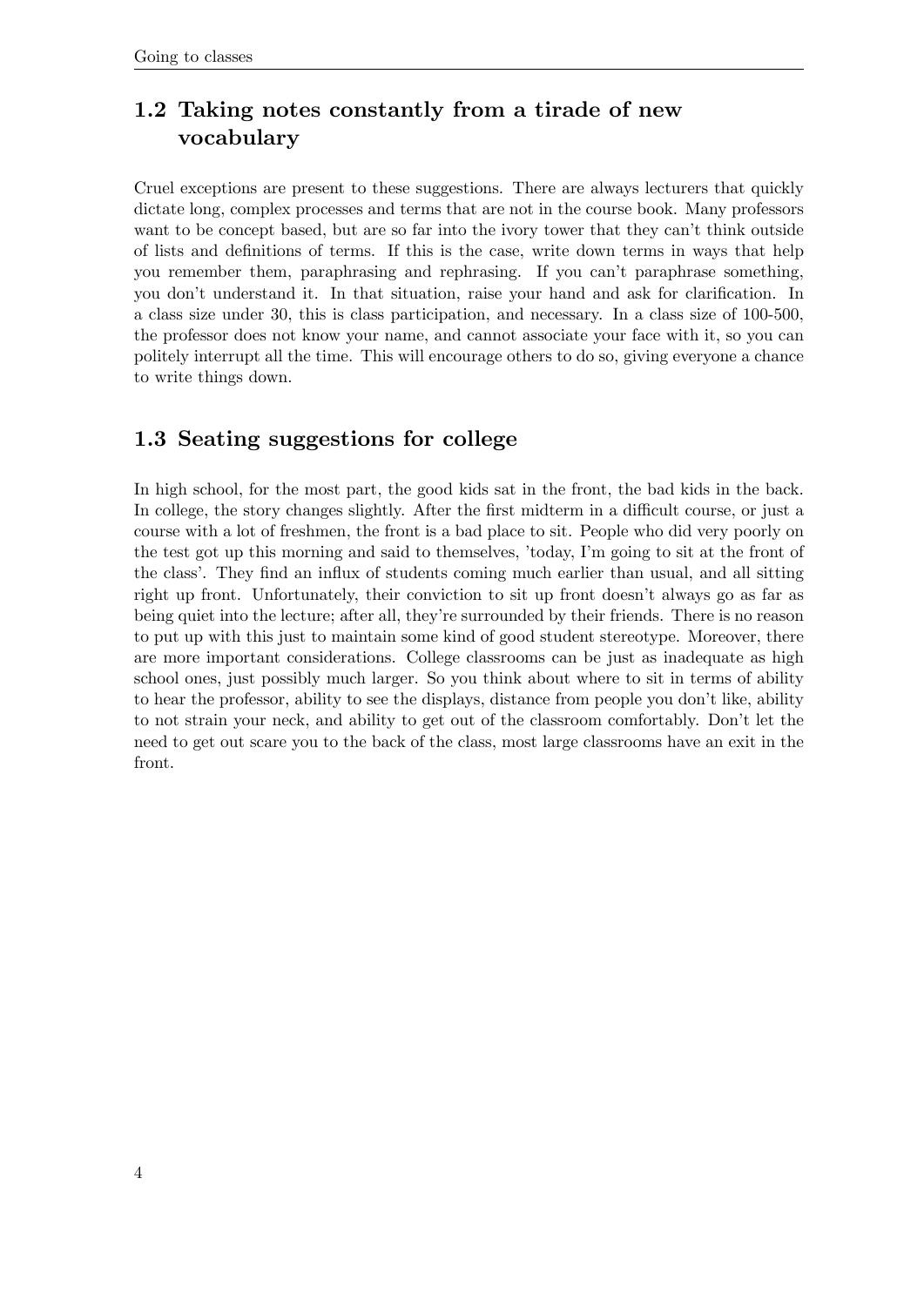## 1.2 Taking notes constantly from a tirade of new vocabulary

Cruel exceptions are present to these suggestions. There are always lecturers that quickly dictate long, complex processes and terms that are not in the course book. Many professors want to be concept based, but are so far into the ivory tower that they can't think outside of lists and definitions of terms. If this is the case, write down terms in ways that help you remember them, paraphrasing and rephrasing. If you can't paraphrase something, you don't understand it. In that situation, raise your hand and ask for clarification. In a class size under 30, this is class participation, and necessary. In a class size of 100-500, the professor does not know your name, and cannot associate your face with it, so you can politely interrupt all the time. This will encourage others to do so, giving everyone a chance to write things down.

## 1.3 Seating suggestions for college

In high school, for the most part, the good kids sat in the front, the bad kids in the back. In college, the story changes slightly. After the first midterm in a difficult course, or just a course with a lot of freshmen, the front is a bad place to sit. People who did very poorly on the test got up this morning and said to themselves, 'today, I'm going to sit at the front of the class'. They find an influx of students coming much earlier than usual, and all sitting right up front. Unfortunately, their conviction to sit up front doesn't always go as far as being quiet into the lecture; after all, they're surrounded by their friends. There is no reason to put up with this just to maintain some kind of good student stereotype. Moreover, there are more important considerations. College classrooms can be just as inadequate as high school ones, just possibly much larger. So you think about where to sit in terms of ability to hear the professor, ability to see the displays, distance from people you don't like, ability to not strain your neck, and ability to get out of the classroom comfortably. Don't let the need to get out scare you to the back of the class, most large classrooms have an exit in the front.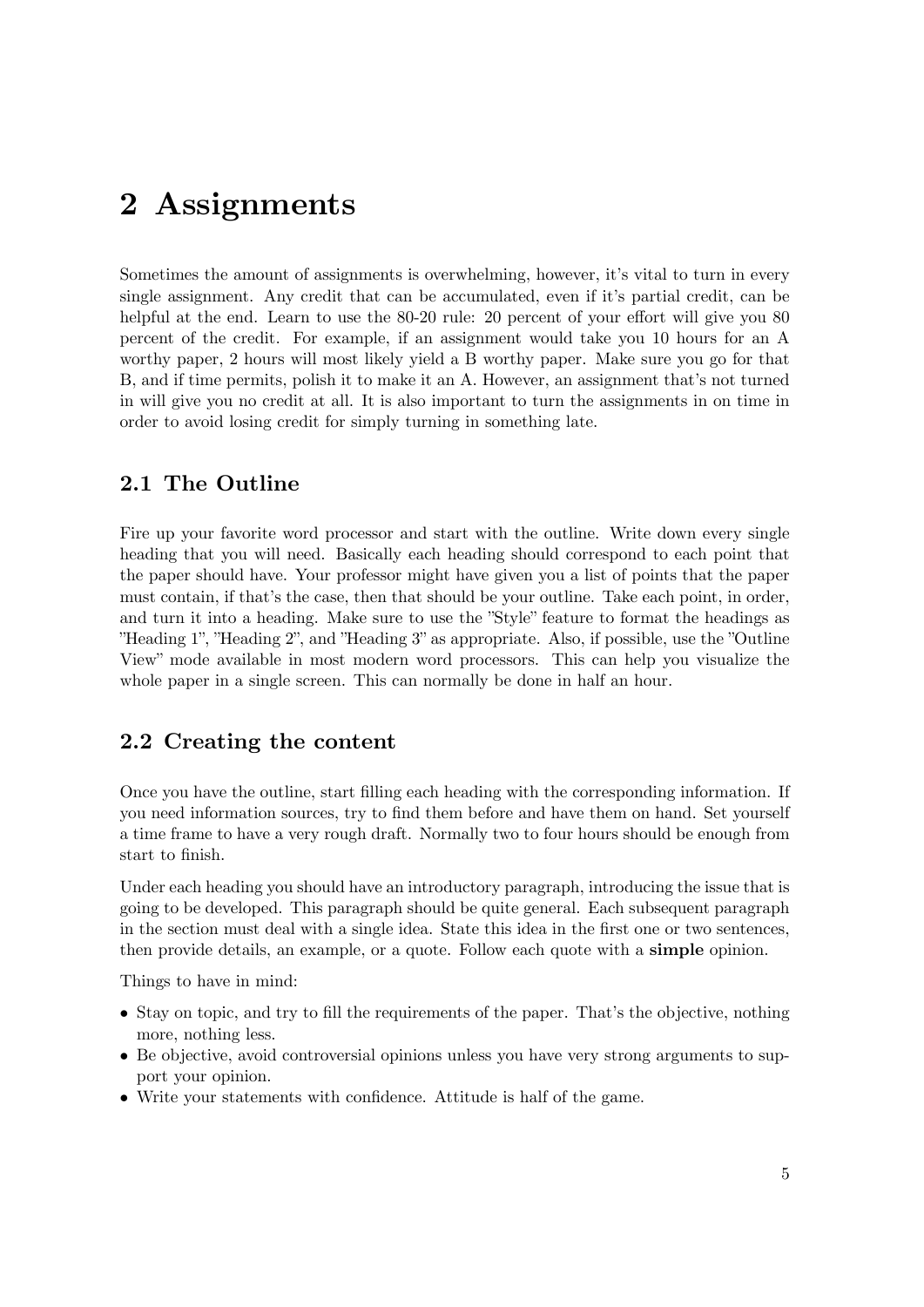# 2 Assignments

Sometimes the amount of assignments is overwhelming, however, it's vital to turn in every single assignment. Any credit that can be accumulated, even if it's partial credit, can be helpful at the end. Learn to use the 80-20 rule: 20 percent of your effort will give you 80 percent of the credit. For example, if an assignment would take you 10 hours for an A worthy paper, 2 hours will most likely yield a B worthy paper. Make sure you go for that B, and if time permits, polish it to make it an A. However, an assignment that's not turned in will give you no credit at all. It is also important to turn the assignments in on time in order to avoid losing credit for simply turning in something late.

## 2.1 The Outline

Fire up your favorite word processor and start with the outline. Write down every single heading that you will need. Basically each heading should correspond to each point that the paper should have. Your professor might have given you a list of points that the paper must contain, if that's the case, then that should be your outline. Take each point, in order, and turn it into a heading. Make sure to use the "Style" feature to format the headings as "Heading 1", "Heading 2", and "Heading 3" as appropriate. Also, if possible, use the "Outline View" mode available in most modern word processors. This can help you visualize the whole paper in a single screen. This can normally be done in half an hour.

## 2.2 Creating the content

Once you have the outline, start filling each heading with the corresponding information. If you need information sources, try to find them before and have them on hand. Set yourself a time frame to have a very rough draft. Normally two to four hours should be enough from start to finish.

Under each heading you should have an introductory paragraph, introducing the issue that is going to be developed. This paragraph should be quite general. Each subsequent paragraph in the section must deal with a single idea. State this idea in the first one or two sentences, then provide details, an example, or a quote. Follow each quote with a **simple** opinion.

Things to have in mind:

- Stay on topic, and try to fill the requirements of the paper. That's the objective, nothing more, nothing less.
- Be objective, avoid controversial opinions unless you have very strong arguments to support your opinion.
- Write your statements with confidence. Attitude is half of the game.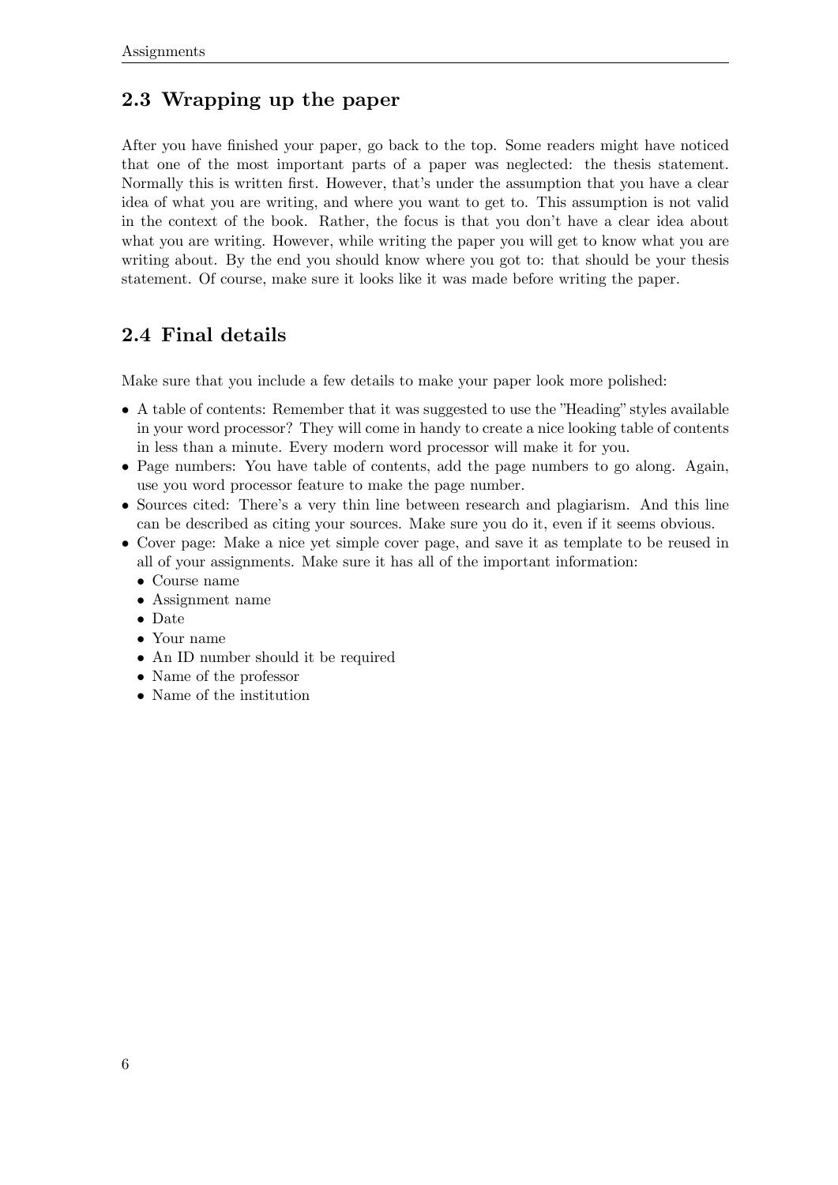## 2.3 Wrapping up the paper

After you have finished your paper, go back to the top. Some readers might have noticed that one of the most important parts of a paper was neglected: the thesis statement. Normally this is written first. However, that's under the assumption that you have a clear idea of what you are writing, and where you want to get to. This assumption is not valid in the context of the book. Rather, the focus is that you don't have a clear idea about what you are writing. However, while writing the paper you will get to know what you are writing about. By the end you should know where you got to: that should be your thesis statement. Of course, make sure it looks like it was made before writing the paper.

## 2.4 Final details

Make sure that you include a few details to make your paper look more polished:

- A table of contents: Remember that it was suggested to use the "Heading" styles available in your word processor? They will come in handy to create a nice looking table of contents in less than a minute. Every modern word processor will make it for you.
- Page numbers: You have table of contents, add the page numbers to go along. Again, use you word processor feature to make the page number.
- Sources cited: There's a very thin line between research and plagiarism. And this line can be described as citing your sources. Make sure you do it, even if it seems obvious.
- Cover page: Make a nice yet simple cover page, and save it as template to be reused in all of your assignments. Make sure it has all of the important information:
  - Course name
  - Assignment name
  - Date
  - Your name
  - An ID number should it be required
  - Name of the professor
  - Name of the institution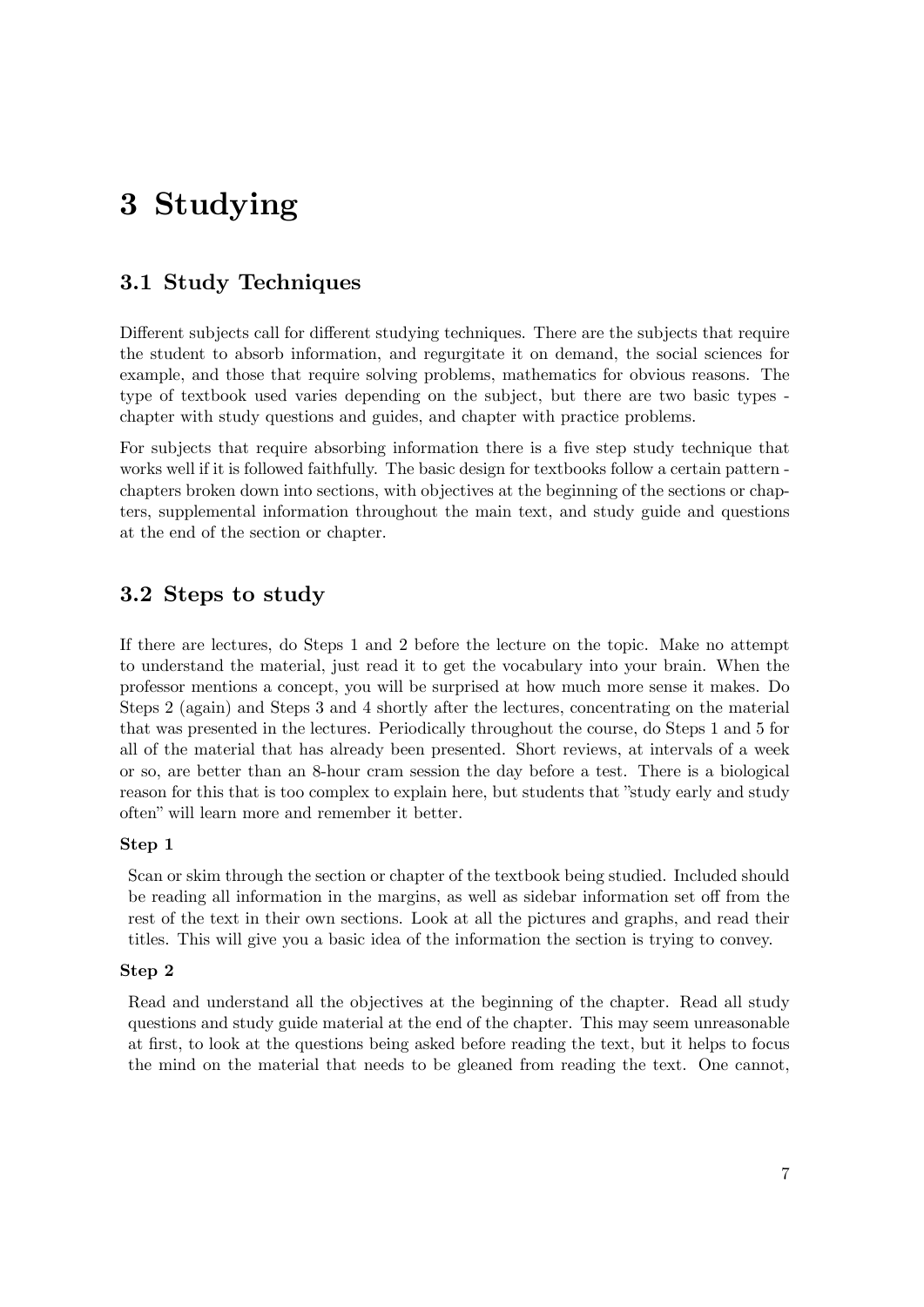# 3 Studying

## 3.1 Study Techniques

Different subjects call for different studying techniques. There are the subjects that require the student to absorb information, and regurgitate it on demand, the social sciences for example, and those that require solving problems, mathematics for obvious reasons. The type of textbook used varies depending on the subject, but there are two basic types - chapter with study questions and guides, and chapter with practice problems.

For subjects that require absorbing information there is a five step study technique that works well if it is followed faithfully. The basic design for textbooks follow a certain pattern - chapters broken down into sections, with objectives at the beginning of the sections or chapters, supplemental information throughout the main text, and study guide and questions at the end of the section or chapter.

## 3.2 Steps to study

If there are lectures, do Steps 1 and 2 before the lecture on the topic. Make no attempt to understand the material, just read it to get the vocabulary into your brain. When the professor mentions a concept, you will be surprised at how much more sense it makes. Do Steps 2 (again) and Steps 3 and 4 shortly after the lectures, concentrating on the material that was presented in the lectures. Periodically throughout the course, do Steps 1 and 5 for all of the material that has already been presented. Short reviews, at intervals of a week or so, are better than an 8-hour cram session the day before a test. There is a biological reason for this that is too complex to explain here, but students that "study early and study often" will learn more and remember it better.

**Step 1**

Scan or skim through the section or chapter of the textbook being studied. Included should be reading all information in the margins, as well as sidebar information set off from the rest of the text in their own sections. Look at all the pictures and graphs, and read their titles. This will give you a basic idea of the information the section is trying to convey.

**Step 2**

Read and understand all the objectives at the beginning of the chapter. Read all study questions and study guide material at the end of the chapter. This may seem unreasonable at first, to look at the questions being asked before reading the text, but it helps to focus the mind on the material that needs to be gleaned from reading the text. One cannot,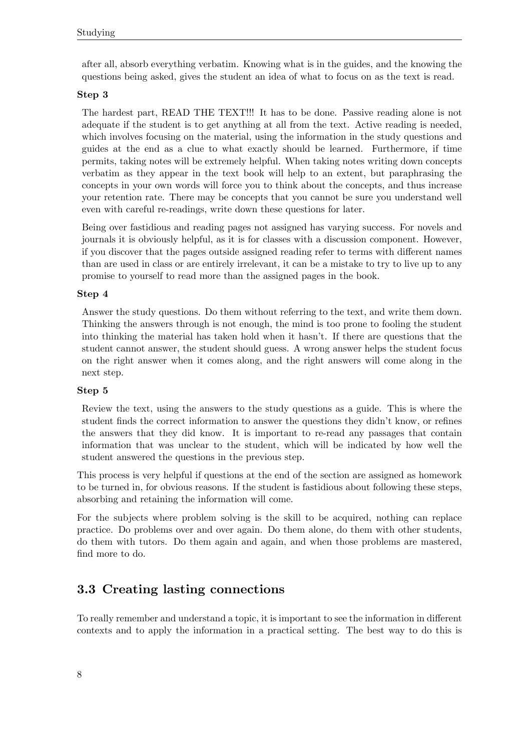after all, absorb everything verbatim. Knowing what is in the guides, and the knowing the questions being asked, gives the student an idea of what to focus on as the text is read.

**Step 3**

The hardest part, READ THE TEXT!!! It has to be done. Passive reading alone is not adequate if the student is to get anything at all from the text. Active reading is needed, which involves focusing on the material, using the information in the study questions and guides at the end as a clue to what exactly should be learned. Furthermore, if time permits, taking notes will be extremely helpful. When taking notes writing down concepts verbatim as they appear in the text book will help to an extent, but paraphrasing the concepts in your own words will force you to think about the concepts, and thus increase your retention rate. There may be concepts that you cannot be sure you understand well even with careful re-readings, write down these questions for later.

Being over fastidious and reading pages not assigned has varying success. For novels and journals it is obviously helpful, as it is for classes with a discussion component. However, if you discover that the pages outside assigned reading refer to terms with different names than are used in class or are entirely irrelevant, it can be a mistake to try to live up to any promise to yourself to read more than the assigned pages in the book.

**Step 4**

Answer the study questions. Do them without referring to the text, and write them down. Thinking the answers through is not enough, the mind is too prone to fooling the student into thinking the material has taken hold when it hasn't. If there are questions that the student cannot answer, the student should guess. A wrong answer helps the student focus on the right answer when it comes along, and the right answers will come along in the next step.

**Step 5**

Review the text, using the answers to the study questions as a guide. This is where the student finds the correct information to answer the questions they didn't know, or refines the answers that they did know. It is important to re-read any passages that contain information that was unclear to the student, which will be indicated by how well the student answered the questions in the previous step.

This process is very helpful if questions at the end of the section are assigned as homework to be turned in, for obvious reasons. If the student is fastidious about following these steps, absorbing and retaining the information will come.

For the subjects where problem solving is the skill to be acquired, nothing can replace practice. Do problems over and over again. Do them alone, do them with other students, do them with tutors. Do them again and again, and when those problems are mastered, find more to do.

## 3.3 Creating lasting connections

To really remember and understand a topic, it is important to see the information in different contexts and to apply the information in a practical setting. The best way to do this is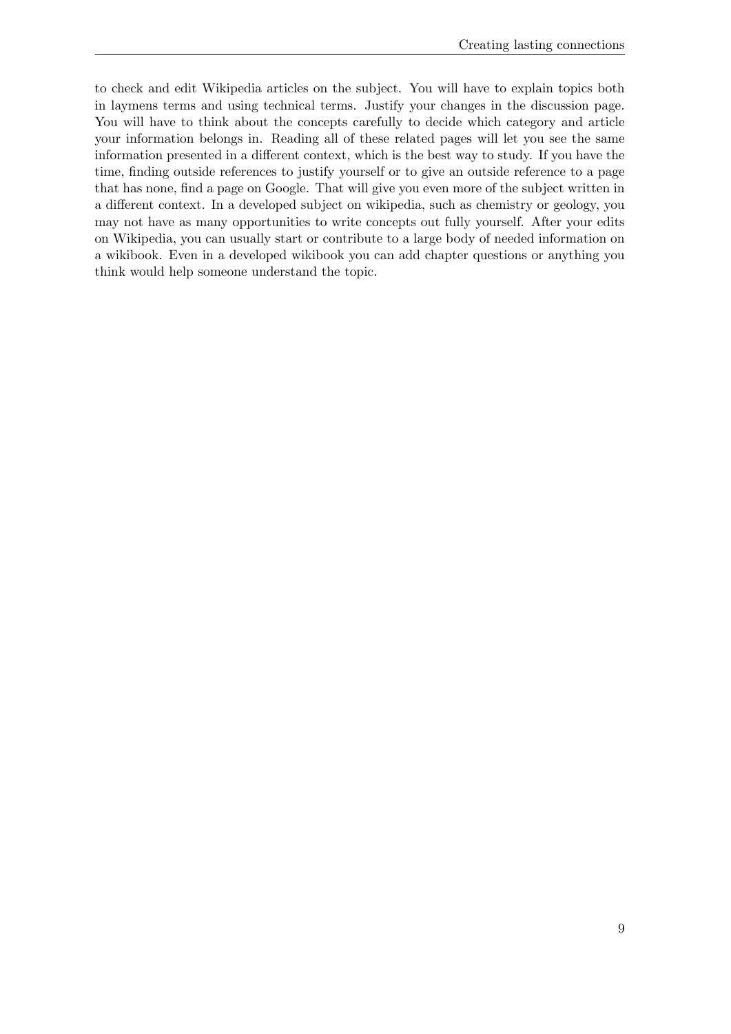to check and edit Wikipedia articles on the subject. You will have to explain topics both in laymens terms and using technical terms. Justify your changes in the discussion page. You will have to think about the concepts carefully to decide which category and article your information belongs in. Reading all of these related pages will let you see the same information presented in a different context, which is the best way to study. If you have the time, finding outside references to justify yourself or to give an outside reference to a page that has none, find a page on Google. That will give you even more of the subject written in a different context. In a developed subject on wikipedia, such as chemistry or geology, you may not have as many opportunities to write concepts out fully yourself. After your edits on Wikipedia, you can usually start or contribute to a large body of needed information on a wikibook. Even in a developed wikibook you can add chapter questions or anything you think would help someone understand the topic.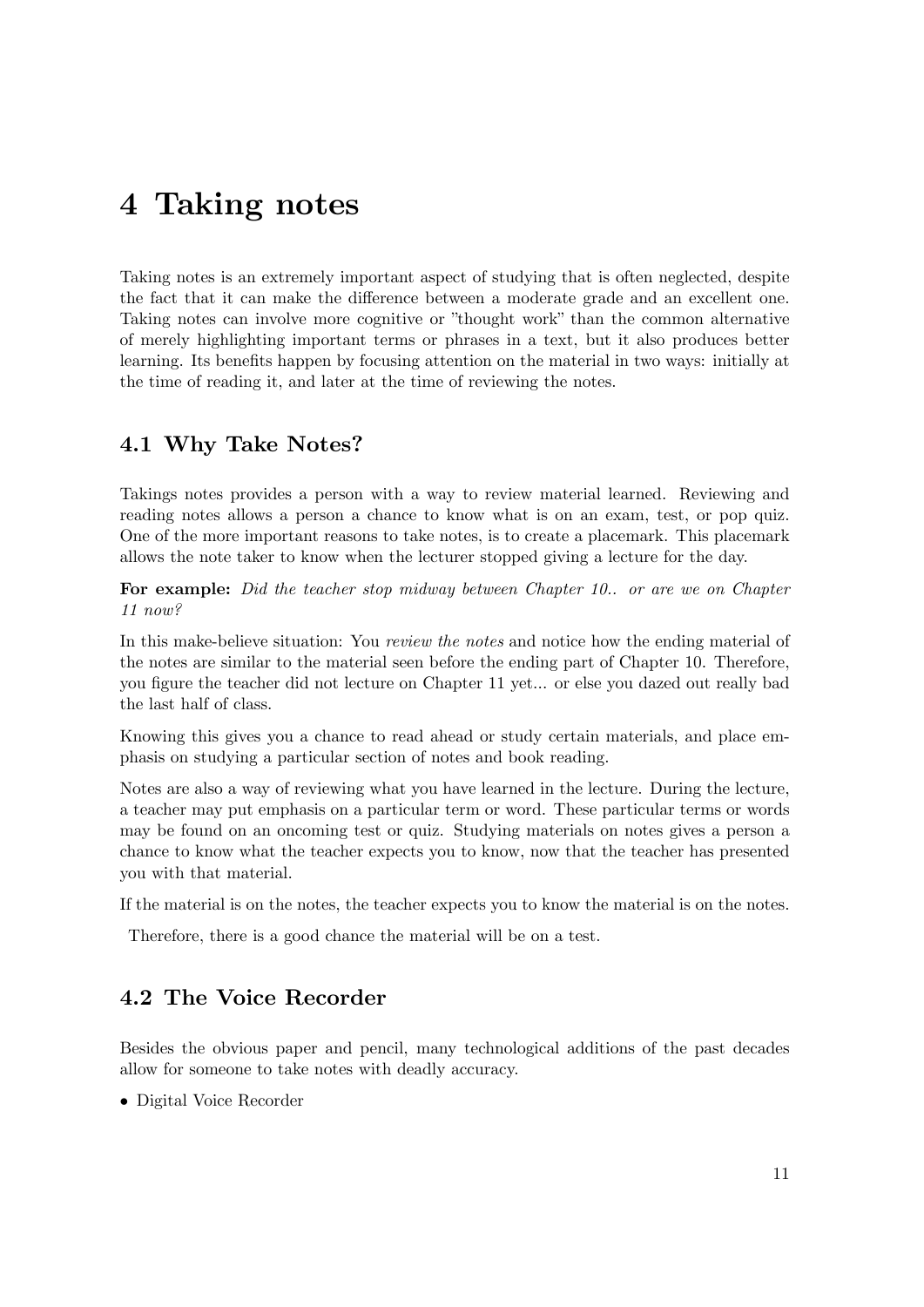# 4 Taking notes

Taking notes is an extremely important aspect of studying that is often neglected, despite the fact that it can make the difference between a moderate grade and an excellent one. Taking notes can involve more cognitive or "thought work" than the common alternative of merely highlighting important terms or phrases in a text, but it also produces better learning. Its benefits happen by focusing attention on the material in two ways: initially at the time of reading it, and later at the time of reviewing the notes.

## 4.1 Why Take Notes?

Takings notes provides a person with a way to review material learned. Reviewing and reading notes allows a person a chance to know what is on an exam, test, or pop quiz. One of the more important reasons to take notes, is to create a placemark. This placemark allows the note taker to know when the lecturer stopped giving a lecture for the day.

**For example:** *Did the teacher stop midway between Chapter 10.. or are we on Chapter 11 now?*

In this make-believe situation: You *review the notes* and notice how the ending material of the notes are similar to the material seen before the ending part of Chapter 10. Therefore, you figure the teacher did not lecture on Chapter 11 yet... or else you dazed out really bad the last half of class.

Knowing this gives you a chance to read ahead or study certain materials, and place emphasis on studying a particular section of notes and book reading.

Notes are also a way of reviewing what you have learned in the lecture. During the lecture, a teacher may put emphasis on a particular term or word. These particular terms or words may be found on an oncoming test or quiz. Studying materials on notes gives a person a chance to know what the teacher expects you to know, now that the teacher has presented you with that material.

If the material is on the notes, the teacher expects you to know the material is on the notes.

Therefore, there is a good chance the material will be on a test.

## 4.2 The Voice Recorder

Besides the obvious paper and pencil, many technological additions of the past decades allow for someone to take notes with deadly accuracy.

- Digital Voice Recorder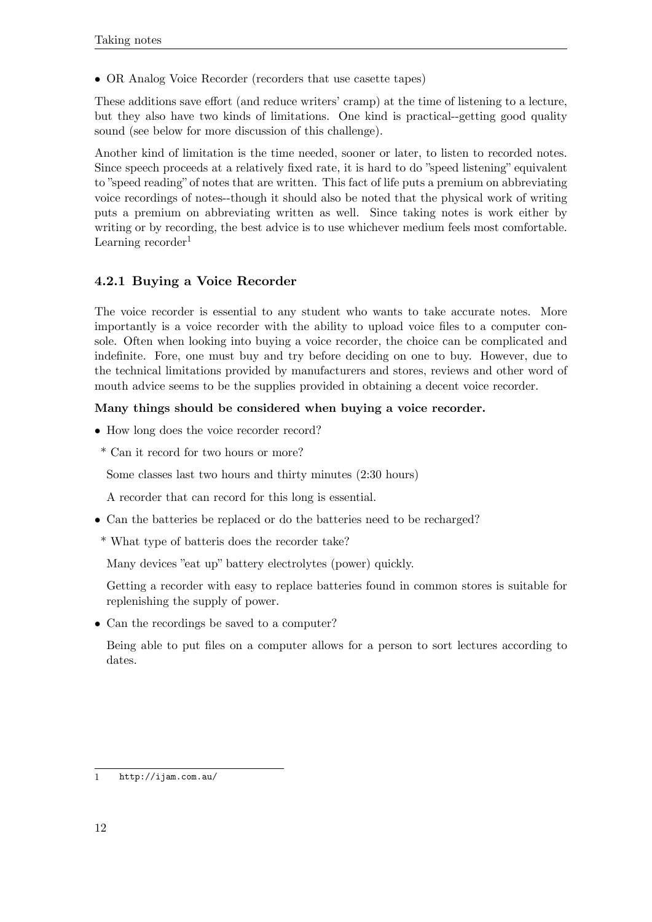- OR Analog Voice Recorder (recorders that use casette tapes)

These additions save effort (and reduce writers' cramp) at the time of listening to a lecture, but they also have two kinds of limitations. One kind is practical--getting good quality sound (see below for more discussion of this challenge).

Another kind of limitation is the time needed, sooner or later, to listen to recorded notes. Since speech proceeds at a relatively fixed rate, it is hard to do "speed listening" equivalent to "speed reading" of notes that are written. This fact of life puts a premium on abbreviating voice recordings of notes--though it should also be noted that the physical work of writing puts a premium on abbreviating written as well. Since taking notes is work either by writing or by recording, the best advice is to use whichever medium feels most comfortable. Learning recorder[1]

### 4.2.1 Buying a Voice Recorder

The voice recorder is essential to any student who wants to take accurate notes. More importantly is a voice recorder with the ability to upload voice files to a computer console. Often when looking into buying a voice recorder, the choice can be complicated and indefinite. Fore, one must buy and try before deciding on one to buy. However, due to the technical limitations provided by manufacturers and stores, reviews and other word of mouth advice seems to be the supplies provided in obtaining a decent voice recorder.

**Many things should be considered when buying a voice recorder.**

- How long does the voice recorder record?

  * Can it record for two hours or more?

  Some classes last two hours and thirty minutes (2:30 hours)

  A recorder that can record for this long is essential.

- Can the batteries be replaced or do the batteries need to be recharged?

  * What type of batteris does the recorder take?

  Many devices "eat up" battery electrolytes (power) quickly.

  Getting a recorder with easy to replace batteries found in common stores is suitable for replenishing the supply of power.

- Can the recordings be saved to a computer?

  Being able to put files on a computer allows for a person to sort lectures according to dates.

---

1 http://ijam.com.au/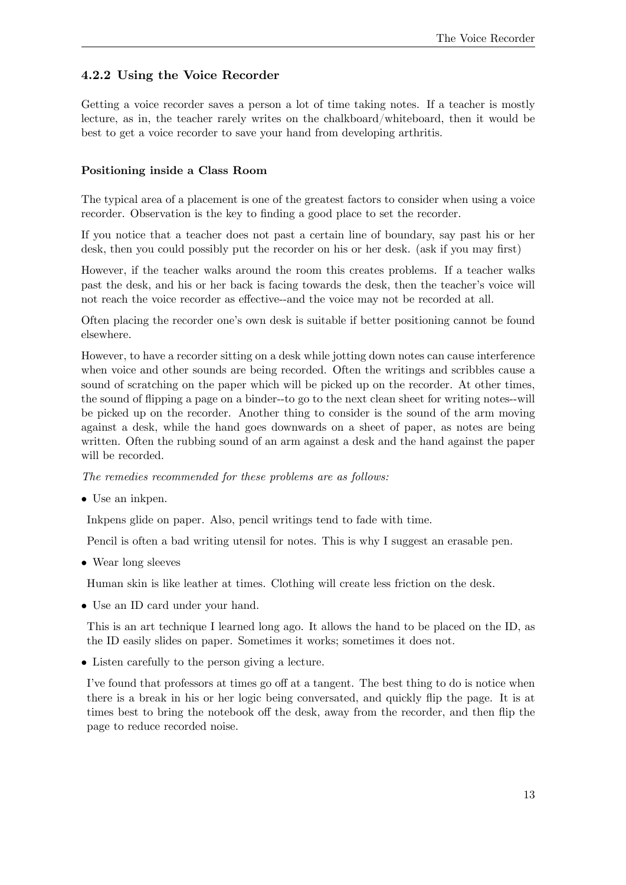### 4.2.2 Using the Voice Recorder

Getting a voice recorder saves a person a lot of time taking notes. If a teacher is mostly lecture, as in, the teacher rarely writes on the chalkboard/whiteboard, then it would be best to get a voice recorder to save your hand from developing arthritis.

#### Positioning inside a Class Room

The typical area of a placement is one of the greatest factors to consider when using a voice recorder. Observation is the key to finding a good place to set the recorder.

If you notice that a teacher does not past a certain line of boundary, say past his or her desk, then you could possibly put the recorder on his or her desk. (ask if you may first)

However, if the teacher walks around the room this creates problems. If a teacher walks past the desk, and his or her back is facing towards the desk, then the teacher's voice will not reach the voice recorder as effective--and the voice may not be recorded at all.

Often placing the recorder one's own desk is suitable if better positioning cannot be found elsewhere.

However, to have a recorder sitting on a desk while jotting down notes can cause interference when voice and other sounds are being recorded. Often the writings and scribbles cause a sound of scratching on the paper which will be picked up on the recorder. At other times, the sound of flipping a page on a binder--to go to the next clean sheet for writing notes--will be picked up on the recorder. Another thing to consider is the sound of the arm moving against a desk, while the hand goes downwards on a sheet of paper, as notes are being written. Often the rubbing sound of an arm against a desk and the hand against the paper will be recorded.

*The remedies recommended for these problems are as follows:*

- Use an inkpen.

  Inkpens glide on paper. Also, pencil writings tend to fade with time.

  Pencil is often a bad writing utensil for notes. This is why I suggest an erasable pen.

- Wear long sleeves

  Human skin is like leather at times. Clothing will create less friction on the desk.

- Use an ID card under your hand.

  This is an art technique I learned long ago. It allows the hand to be placed on the ID, as the ID easily slides on paper. Sometimes it works; sometimes it does not.

- Listen carefully to the person giving a lecture.

  I've found that professors at times go off at a tangent. The best thing to do is notice when there is a break in his or her logic being conversated, and quickly flip the page. It is at times best to bring the notebook off the desk, away from the recorder, and then flip the page to reduce recorded noise.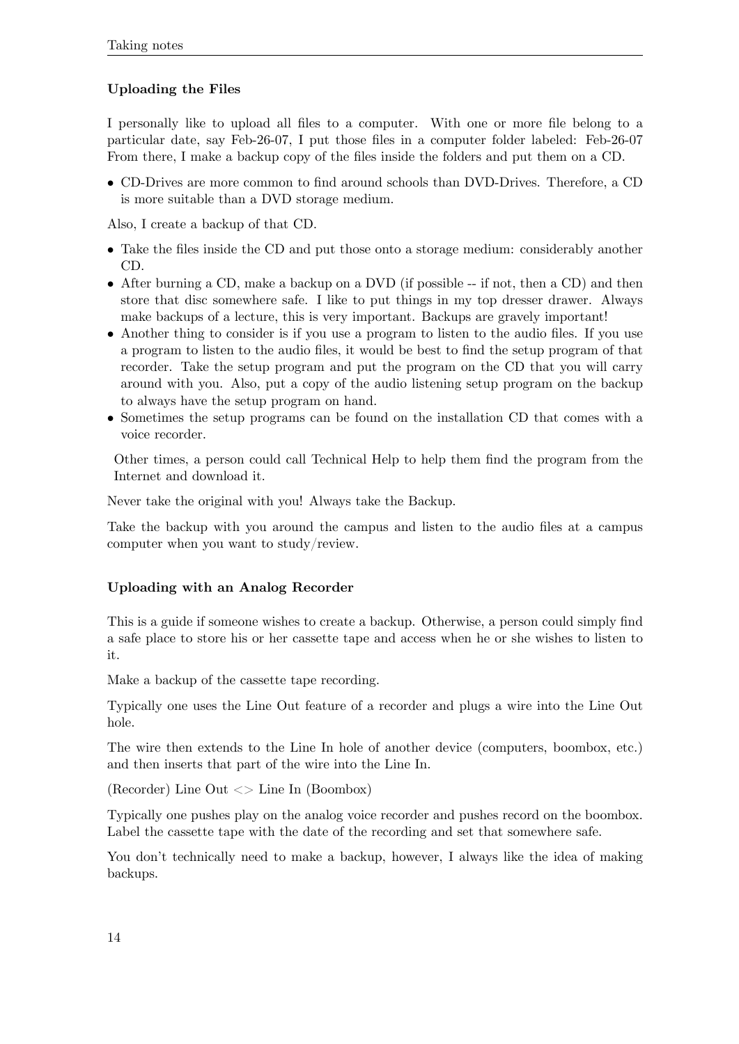### Uploading the Files

I personally like to upload all files to a computer. With one or more file belong to a particular date, say Feb-26-07, I put those files in a computer folder labeled: Feb-26-07 From there, I make a backup copy of the files inside the folders and put them on a CD.

- CD-Drives are more common to find around schools than DVD-Drives. Therefore, a CD is more suitable than a DVD storage medium.

Also, I create a backup of that CD.

- Take the files inside the CD and put those onto a storage medium: considerably another CD.
- After burning a CD, make a backup on a DVD (if possible -- if not, then a CD) and then store that disc somewhere safe. I like to put things in my top dresser drawer. Always make backups of a lecture, this is very important. Backups are gravely important!
- Another thing to consider is if you use a program to listen to the audio files. If you use a program to listen to the audio files, it would be best to find the setup program of that recorder. Take the setup program and put the program on the CD that you will carry around with you. Also, put a copy of the audio listening setup program on the backup to always have the setup program on hand.
- Sometimes the setup programs can be found on the installation CD that comes with a voice recorder.

  Other times, a person could call Technical Help to help them find the program from the Internet and download it.

Never take the original with you! Always take the Backup.

Take the backup with you around the campus and listen to the audio files at a campus computer when you want to study/review.

### Uploading with an Analog Recorder

This is a guide if someone wishes to create a backup. Otherwise, a person could simply find a safe place to store his or her cassette tape and access when he or she wishes to listen to it.

Make a backup of the cassette tape recording.

Typically one uses the Line Out feature of a recorder and plugs a wire into the Line Out hole.

The wire then extends to the Line In hole of another device (computers, boombox, etc.) and then inserts that part of the wire into the Line In.

(Recorder) Line Out <> Line In (Boombox)

Typically one pushes play on the analog voice recorder and pushes record on the boombox. Label the cassette tape with the date of the recording and set that somewhere safe.

You don't technically need to make a backup, however, I always like the idea of making backups.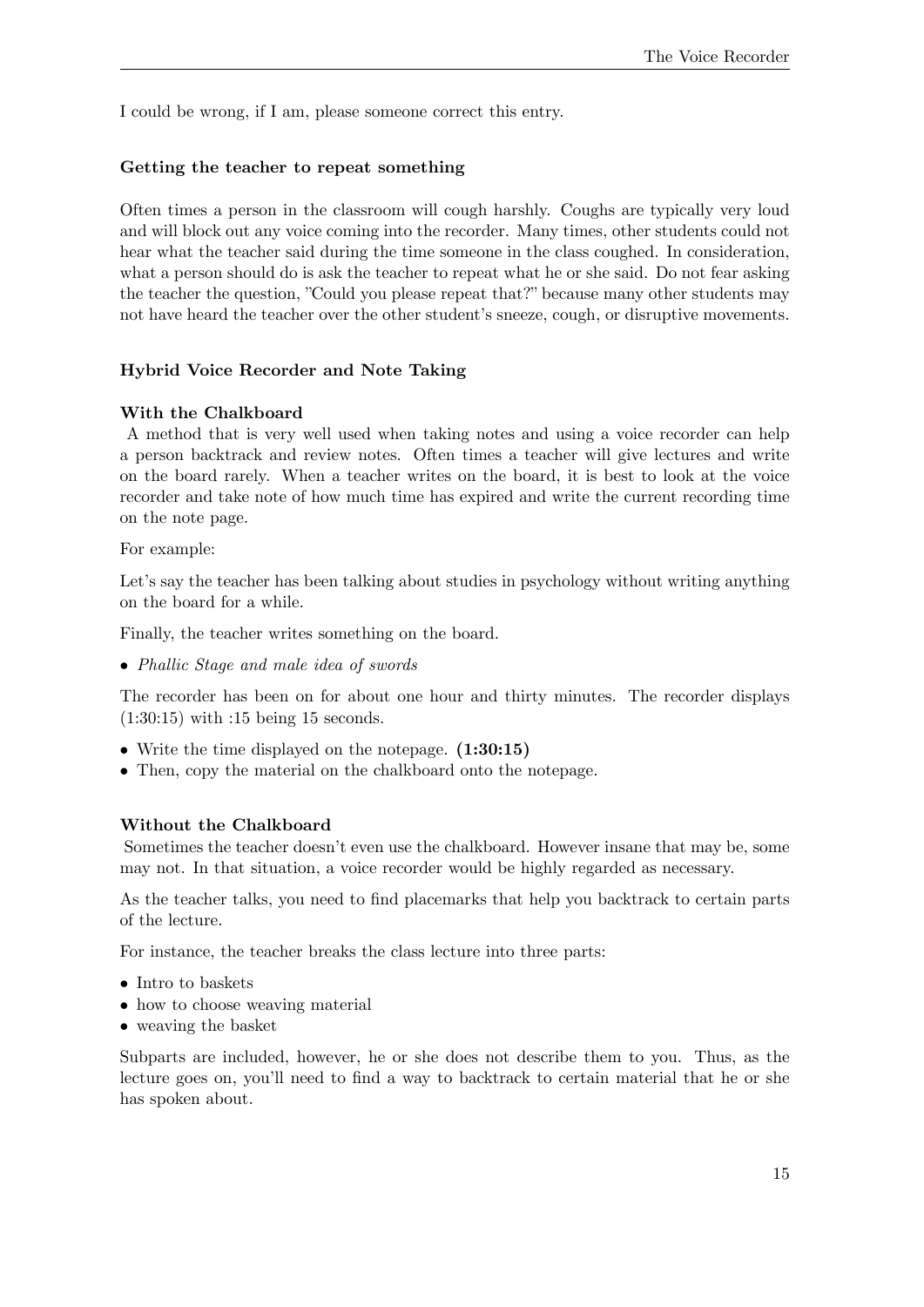I could be wrong, if I am, please someone correct this entry.

#### Getting the teacher to repeat something

Often times a person in the classroom will cough harshly. Coughs are typically very loud and will block out any voice coming into the recorder. Many times, other students could not hear what the teacher said during the time someone in the class coughed. In consideration, what a person should do is ask the teacher to repeat what he or she said. Do not fear asking the teacher the question, "Could you please repeat that?" because many other students may not have heard the teacher over the other student's sneeze, cough, or disruptive movements.

#### Hybrid Voice Recorder and Note Taking

**With the Chalkboard**

A method that is very well used when taking notes and using a voice recorder can help a person backtrack and review notes. Often times a teacher will give lectures and write on the board rarely. When a teacher writes on the board, it is best to look at the voice recorder and take note of how much time has expired and write the current recording time on the note page.

For example:

Let's say the teacher has been talking about studies in psychology without writing anything on the board for a while.

Finally, the teacher writes something on the board.

- *Phallic Stage and male idea of swords*

The recorder has been on for about one hour and thirty minutes. The recorder displays (1:30:15) with :15 being 15 seconds.

- Write the time displayed on the notepage. **(1:30:15)**
- Then, copy the material on the chalkboard onto the notepage.

**Without the Chalkboard**

Sometimes the teacher doesn't even use the chalkboard. However insane that may be, some may not. In that situation, a voice recorder would be highly regarded as necessary.

As the teacher talks, you need to find placemarks that help you backtrack to certain parts of the lecture.

For instance, the teacher breaks the class lecture into three parts:

- Intro to baskets
- how to choose weaving material
- weaving the basket

Subparts are included, however, he or she does not describe them to you. Thus, as the lecture goes on, you'll need to find a way to backtrack to certain material that he or she has spoken about.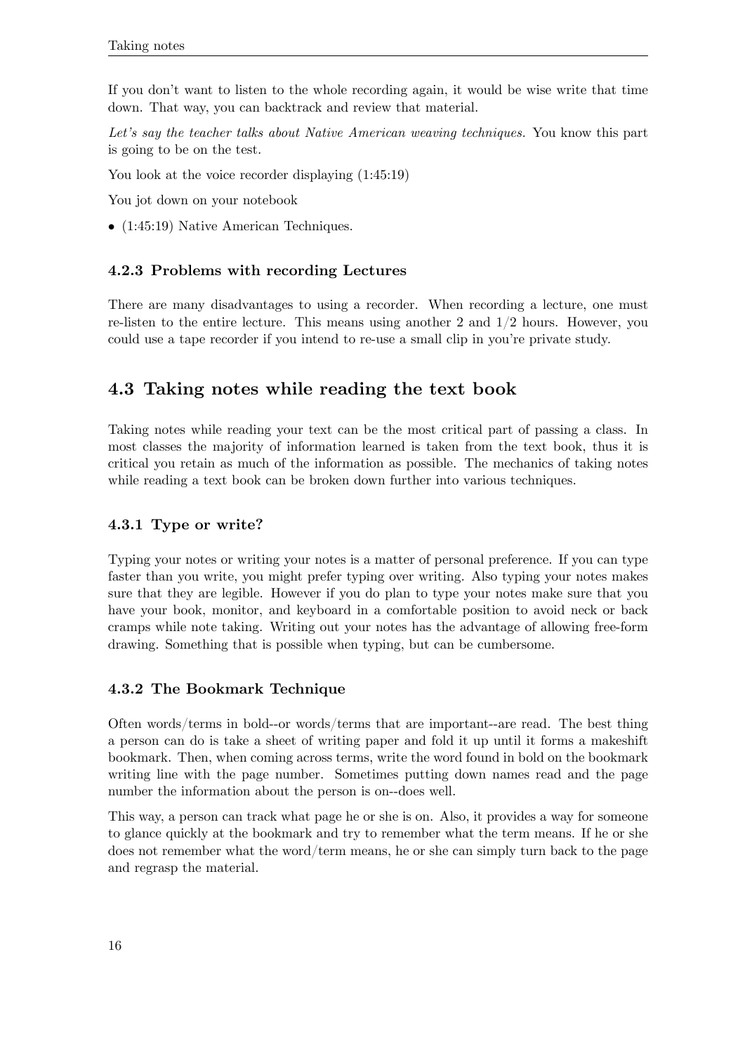If you don't want to listen to the whole recording again, it would be wise write that time down. That way, you can backtrack and review that material.

*Let's say the teacher talks about Native American weaving techniques.* You know this part is going to be on the test.

You look at the voice recorder displaying (1:45:19)

You jot down on your notebook

- (1:45:19) Native American Techniques.

### 4.2.3 Problems with recording Lectures

There are many disadvantages to using a recorder. When recording a lecture, one must re-listen to the entire lecture. This means using another 2 and 1/2 hours. However, you could use a tape recorder if you intend to re-use a small clip in you're private study.

## 4.3 Taking notes while reading the text book

Taking notes while reading your text can be the most critical part of passing a class. In most classes the majority of information learned is taken from the text book, thus it is critical you retain as much of the information as possible. The mechanics of taking notes while reading a text book can be broken down further into various techniques.

### 4.3.1 Type or write?

Typing your notes or writing your notes is a matter of personal preference. If you can type faster than you write, you might prefer typing over writing. Also typing your notes makes sure that they are legible. However if you do plan to type your notes make sure that you have your book, monitor, and keyboard in a comfortable position to avoid neck or back cramps while note taking. Writing out your notes has the advantage of allowing free-form drawing. Something that is possible when typing, but can be cumbersome.

### 4.3.2 The Bookmark Technique

Often words/terms in bold--or words/terms that are important--are read. The best thing a person can do is take a sheet of writing paper and fold it up until it forms a makeshift bookmark. Then, when coming across terms, write the word found in bold on the bookmark writing line with the page number. Sometimes putting down names read and the page number the information about the person is on--does well.

This way, a person can track what page he or she is on. Also, it provides a way for someone to glance quickly at the bookmark and try to remember what the term means. If he or she does not remember what the word/term means, he or she can simply turn back to the page and regrasp the material.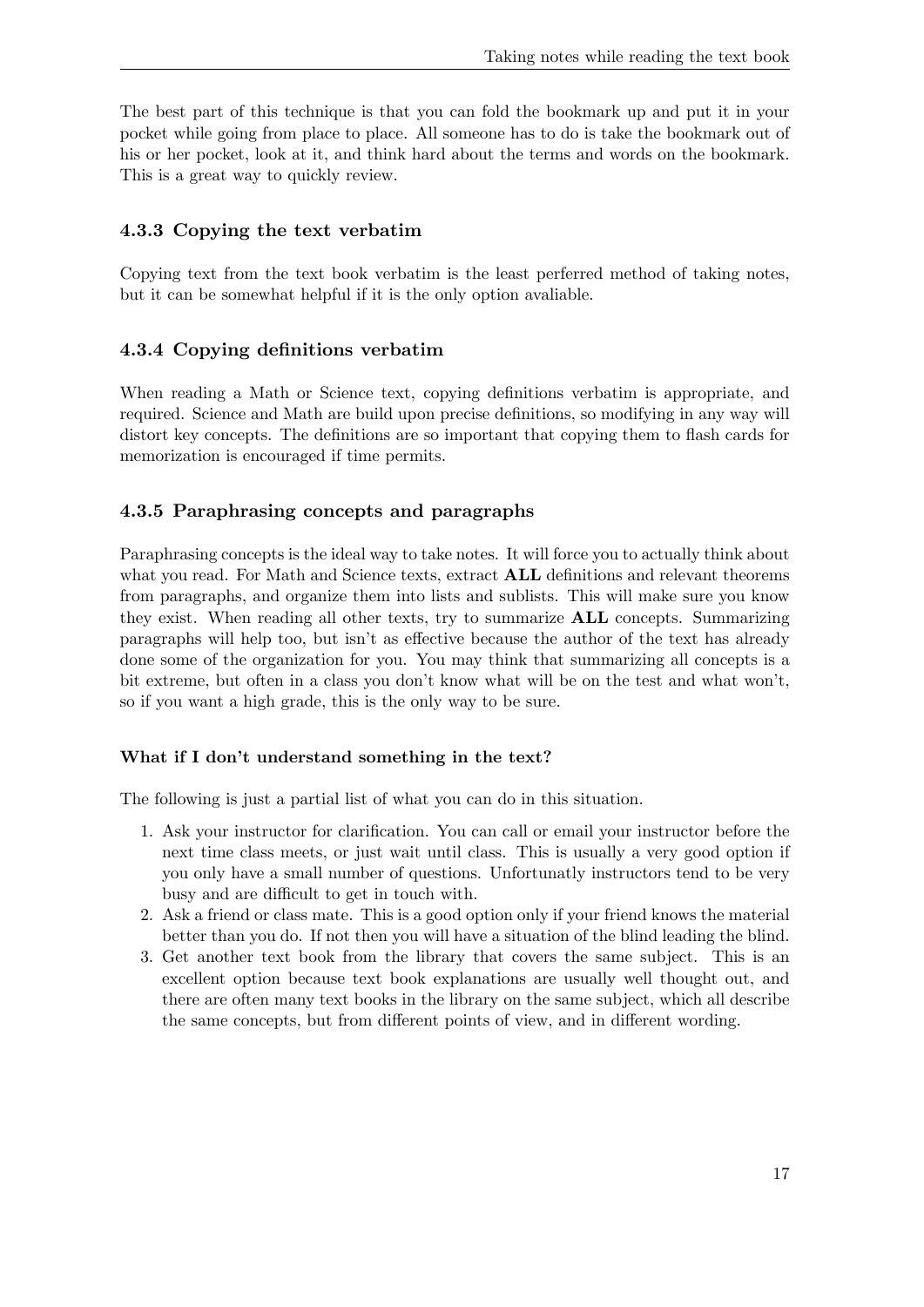The best part of this technique is that you can fold the bookmark up and put it in your pocket while going from place to place. All someone has to do is take the bookmark out of his or her pocket, look at it, and think hard about the terms and words on the bookmark. This is a great way to quickly review.

### 4.3.3 Copying the text verbatim

Copying text from the text book verbatim is the least perferred method of taking notes, but it can be somewhat helpful if it is the only option avaliable.

### 4.3.4 Copying definitions verbatim

When reading a Math or Science text, copying definitions verbatim is appropriate, and required. Science and Math are build upon precise definitions, so modifying in any way will distort key concepts. The definitions are so important that copying them to flash cards for memorization is encouraged if time permits.

### 4.3.5 Paraphrasing concepts and paragraphs

Paraphrasing concepts is the ideal way to take notes. It will force you to actually think about what you read. For Math and Science texts, extract **ALL** definitions and relevant theorems from paragraphs, and organize them into lists and sublists. This will make sure you know they exist. When reading all other texts, try to summarize **ALL** concepts. Summarizing paragraphs will help too, but isn't as effective because the author of the text has already done some of the organization for you. You may think that summarizing all concepts is a bit extreme, but often in a class you don't know what will be on the test and what won't, so if you want a high grade, this is the only way to be sure.

#### What if I don't understand something in the text?

The following is just a partial list of what you can do in this situation.

1. Ask your instructor for clarification. You can call or email your instructor before the next time class meets, or just wait until class. This is usually a very good option if you only have a small number of questions. Unfortunatly instructors tend to be very busy and are difficult to get in touch with.
2. Ask a friend or class mate. This is a good option only if your friend knows the material better than you do. If not then you will have a situation of the blind leading the blind.
3. Get another text book from the library that covers the same subject. This is an excellent option because text book explanations are usually well thought out, and there are often many text books in the library on the same subject, which all describe the same concepts, but from different points of view, and in different wording.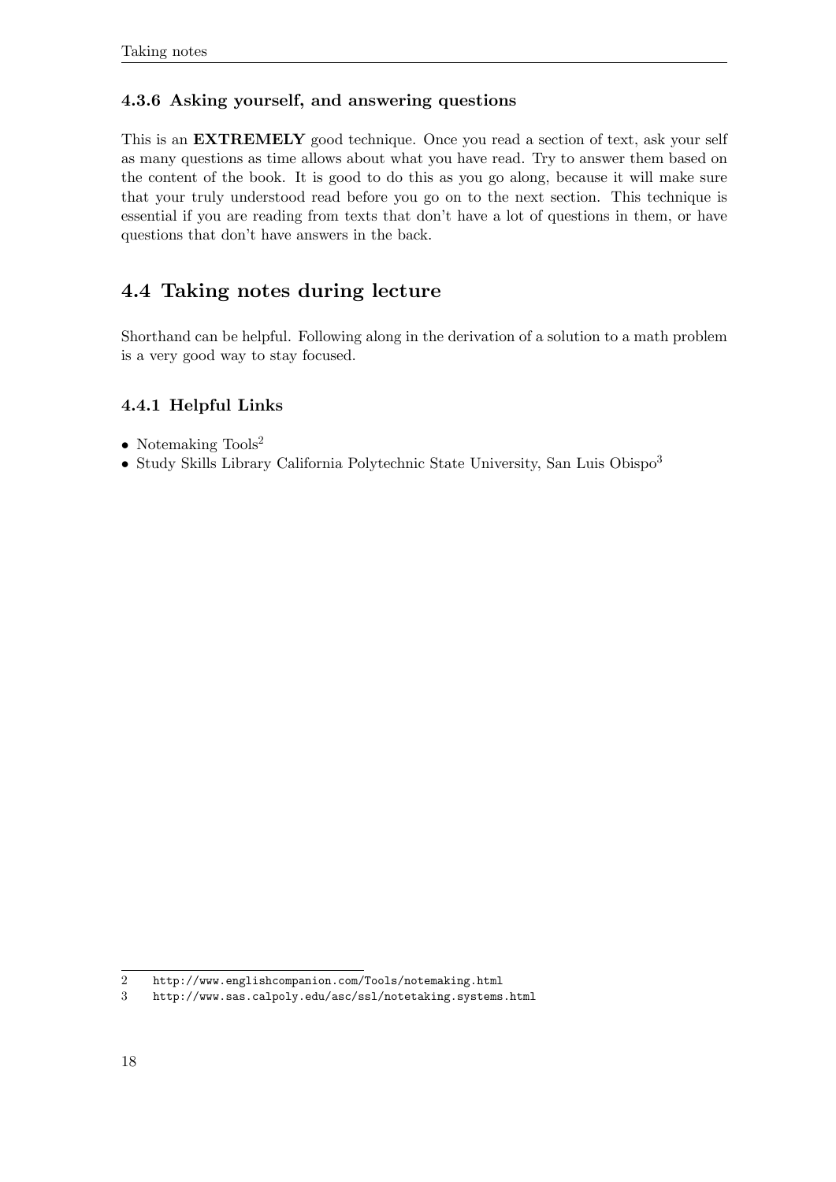### 4.3.6 Asking yourself, and answering questions

This is an **EXTREMELY** good technique. Once you read a section of text, ask your self as many questions as time allows about what you have read. Try to answer them based on the content of the book. It is good to do this as you go along, because it will make sure that your truly understood read before you go on to the next section. This technique is essential if you are reading from texts that don't have a lot of questions in them, or have questions that don't have answers in the back.

## 4.4 Taking notes during lecture

Shorthand can be helpful. Following along in the derivation of a solution to a math problem is a very good way to stay focused.

### 4.4.1 Helpful Links

- Notemaking Tools[2]
- Study Skills Library California Polytechnic State University, San Luis Obispo[3]

2 http://www.englishcompanion.com/Tools/notemaking.html
3 http://www.sas.calpoly.edu/asc/ssl/notetaking.systems.html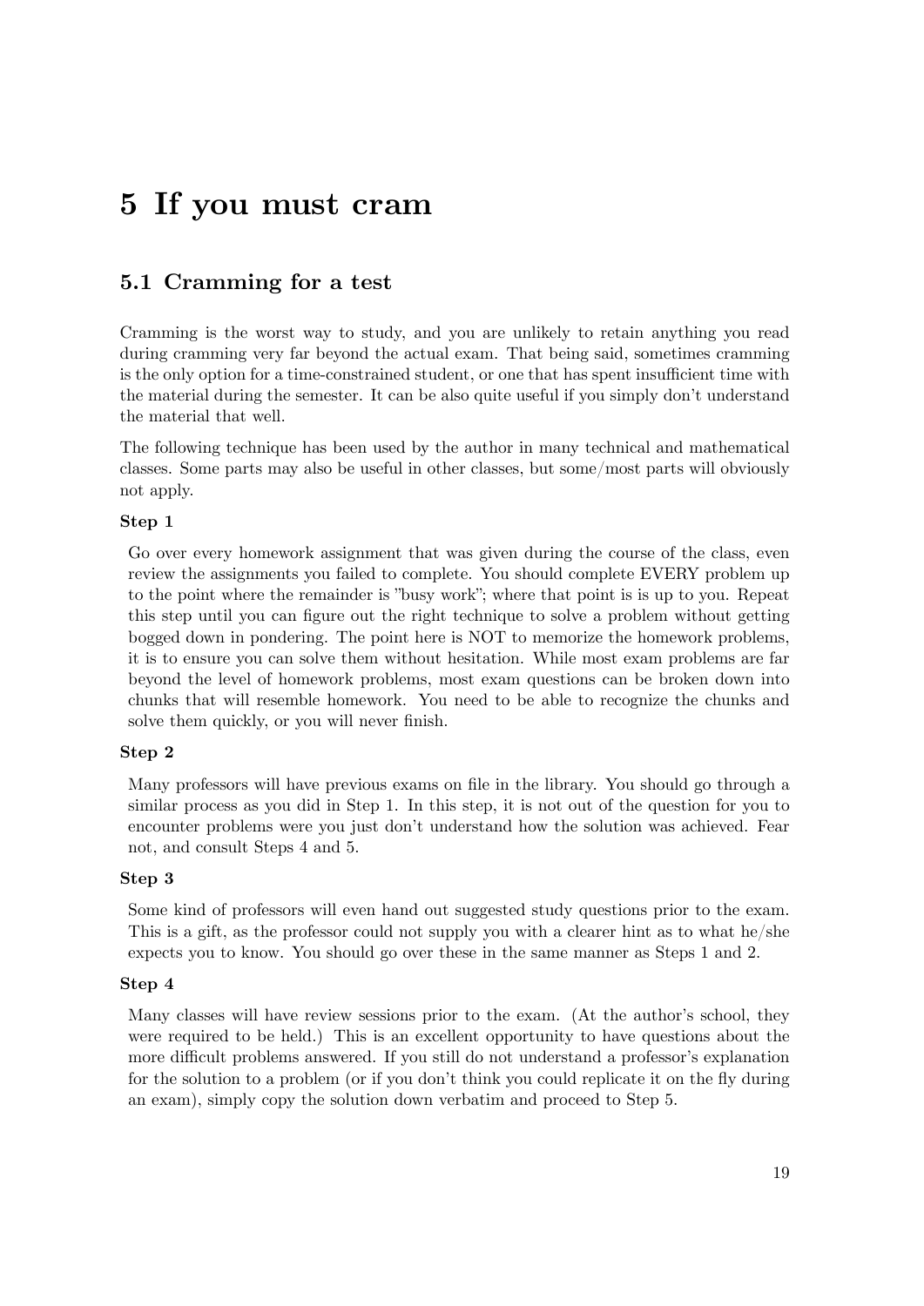# 5 If you must cram

## 5.1 Cramming for a test

Cramming is the worst way to study, and you are unlikely to retain anything you read during cramming very far beyond the actual exam. That being said, sometimes cramming is the only option for a time-constrained student, or one that has spent insufficient time with the material during the semester. It can be also quite useful if you simply don't understand the material that well.

The following technique has been used by the author in many technical and mathematical classes. Some parts may also be useful in other classes, but some/most parts will obviously not apply.

#### Step 1

Go over every homework assignment that was given during the course of the class, even review the assignments you failed to complete. You should complete EVERY problem up to the point where the remainder is "busy work"; where that point is is up to you. Repeat this step until you can figure out the right technique to solve a problem without getting bogged down in pondering. The point here is NOT to memorize the homework problems, it is to ensure you can solve them without hesitation. While most exam problems are far beyond the level of homework problems, most exam questions can be broken down into chunks that will resemble homework. You need to be able to recognize the chunks and solve them quickly, or you will never finish.

#### Step 2

Many professors will have previous exams on file in the library. You should go through a similar process as you did in Step 1. In this step, it is not out of the question for you to encounter problems were you just don't understand how the solution was achieved. Fear not, and consult Steps 4 and 5.

#### Step 3

Some kind of professors will even hand out suggested study questions prior to the exam. This is a gift, as the professor could not supply you with a clearer hint as to what he/she expects you to know. You should go over these in the same manner as Steps 1 and 2.

#### Step 4

Many classes will have review sessions prior to the exam. (At the author's school, they were required to be held.) This is an excellent opportunity to have questions about the more difficult problems answered. If you still do not understand a professor's explanation for the solution to a problem (or if you don't think you could replicate it on the fly during an exam), simply copy the solution down verbatim and proceed to Step 5.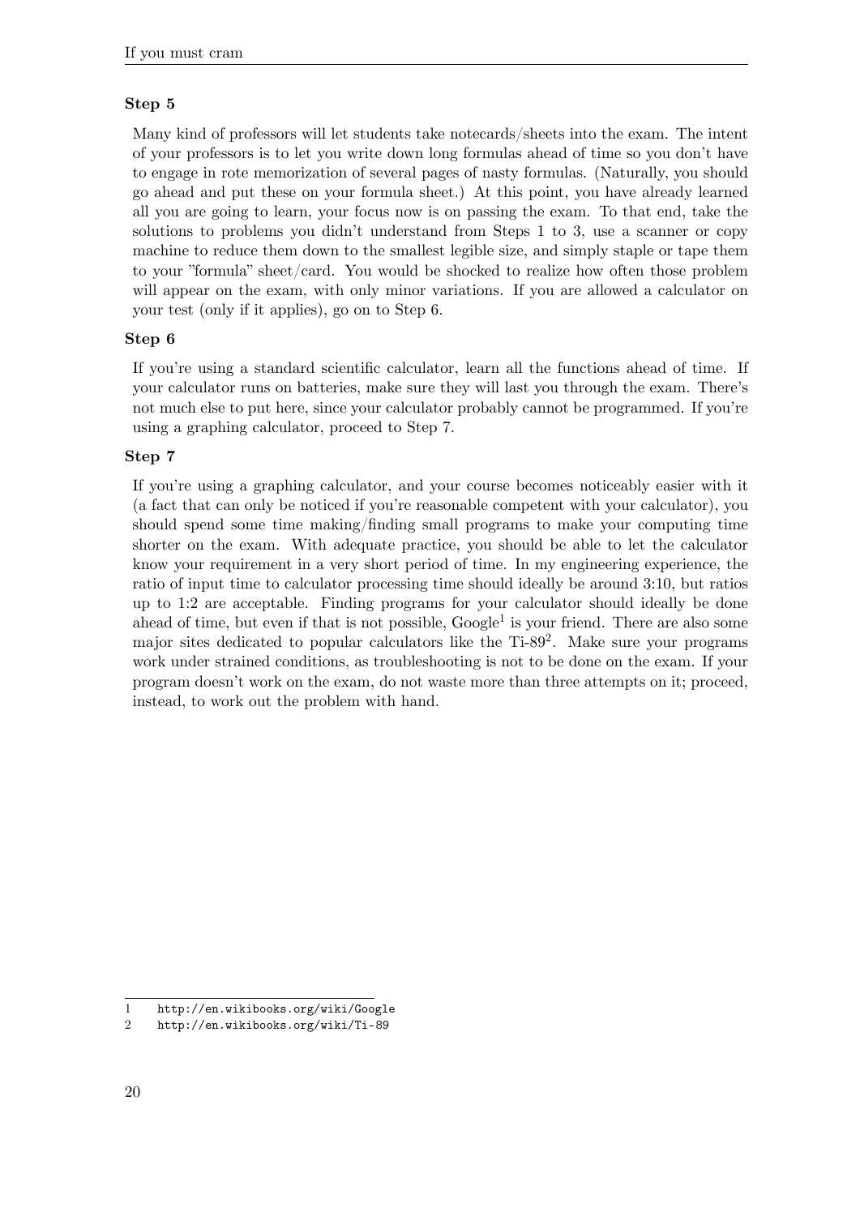### Step 5

Many kind of professors will let students take notecards/sheets into the exam. The intent of your professors is to let you write down long formulas ahead of time so you don't have to engage in rote memorization of several pages of nasty formulas. (Naturally, you should go ahead and put these on your formula sheet.) At this point, you have already learned all you are going to learn, your focus now is on passing the exam. To that end, take the solutions to problems you didn't understand from Steps 1 to 3, use a scanner or copy machine to reduce them down to the smallest legible size, and simply staple or tape them to your "formula" sheet/card. You would be shocked to realize how often those problem will appear on the exam, with only minor variations. If you are allowed a calculator on your test (only if it applies), go on to Step 6.

### Step 6

If you're using a standard scientific calculator, learn all the functions ahead of time. If your calculator runs on batteries, make sure they will last you through the exam. There's not much else to put here, since your calculator probably cannot be programmed. If you're using a graphing calculator, proceed to Step 7.

### Step 7

If you're using a graphing calculator, and your course becomes noticeably easier with it (a fact that can only be noticed if you're reasonable competent with your calculator), you should spend some time making/finding small programs to make your computing time shorter on the exam. With adequate practice, you should be able to let the calculator know your requirement in a very short period of time. In my engineering experience, the ratio of input time to calculator processing time should ideally be around 3:10, but ratios up to 1:2 are acceptable. Finding programs for your calculator should ideally be done ahead of time, but even if that is not possible, Google[1] is your friend. There are also some major sites dedicated to popular calculators like the Ti-89[2]. Make sure your programs work under strained conditions, as troubleshooting is not to be done on the exam. If your program doesn't work on the exam, do not waste more than three attempts on it; proceed, instead, to work out the problem with hand.

---

1 http://en.wikibooks.org/wiki/Google

2 http://en.wikibooks.org/wiki/Ti-89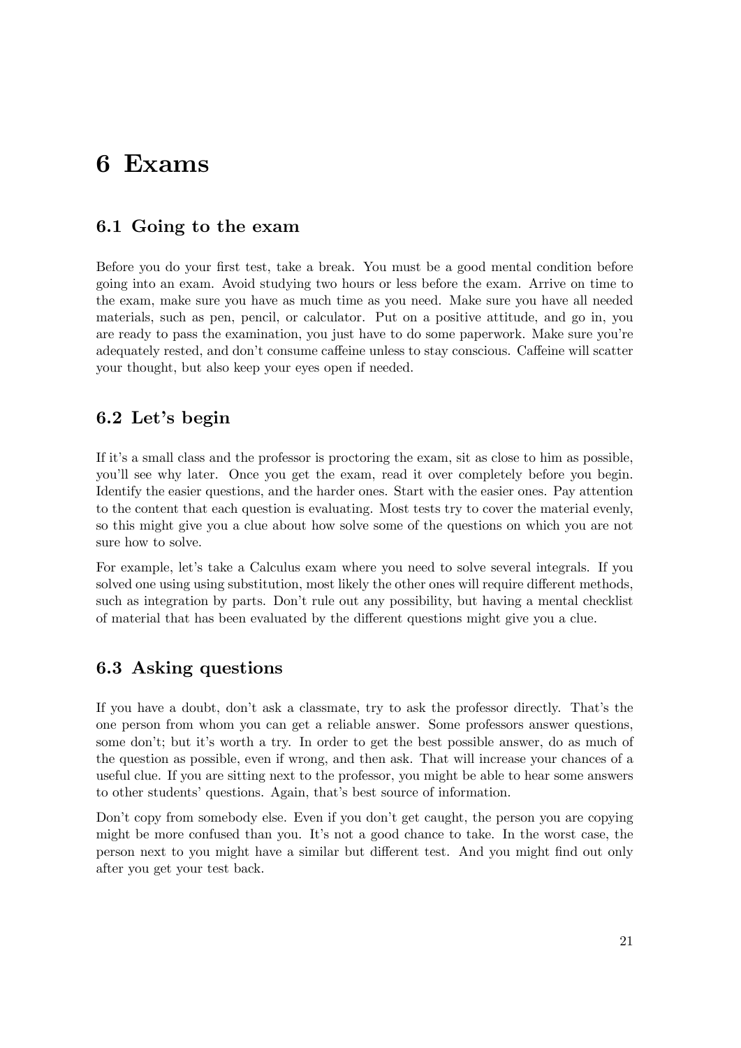# 6 Exams

## 6.1 Going to the exam

Before you do your first test, take a break. You must be a good mental condition before going into an exam. Avoid studying two hours or less before the exam. Arrive on time to the exam, make sure you have as much time as you need. Make sure you have all needed materials, such as pen, pencil, or calculator. Put on a positive attitude, and go in, you are ready to pass the examination, you just have to do some paperwork. Make sure you're adequately rested, and don't consume caffeine unless to stay conscious. Caffeine will scatter your thought, but also keep your eyes open if needed.

## 6.2 Let's begin

If it's a small class and the professor is proctoring the exam, sit as close to him as possible, you'll see why later. Once you get the exam, read it over completely before you begin. Identify the easier questions, and the harder ones. Start with the easier ones. Pay attention to the content that each question is evaluating. Most tests try to cover the material evenly, so this might give you a clue about how solve some of the questions on which you are not sure how to solve.

For example, let's take a Calculus exam where you need to solve several integrals. If you solved one using using substitution, most likely the other ones will require different methods, such as integration by parts. Don't rule out any possibility, but having a mental checklist of material that has been evaluated by the different questions might give you a clue.

## 6.3 Asking questions

If you have a doubt, don't ask a classmate, try to ask the professor directly. That's the one person from whom you can get a reliable answer. Some professors answer questions, some don't; but it's worth a try. In order to get the best possible answer, do as much of the question as possible, even if wrong, and then ask. That will increase your chances of a useful clue. If you are sitting next to the professor, you might be able to hear some answers to other students' questions. Again, that's best source of information.

Don't copy from somebody else. Even if you don't get caught, the person you are copying might be more confused than you. It's not a good chance to take. In the worst case, the person next to you might have a similar but different test. And you might find out only after you get your test back.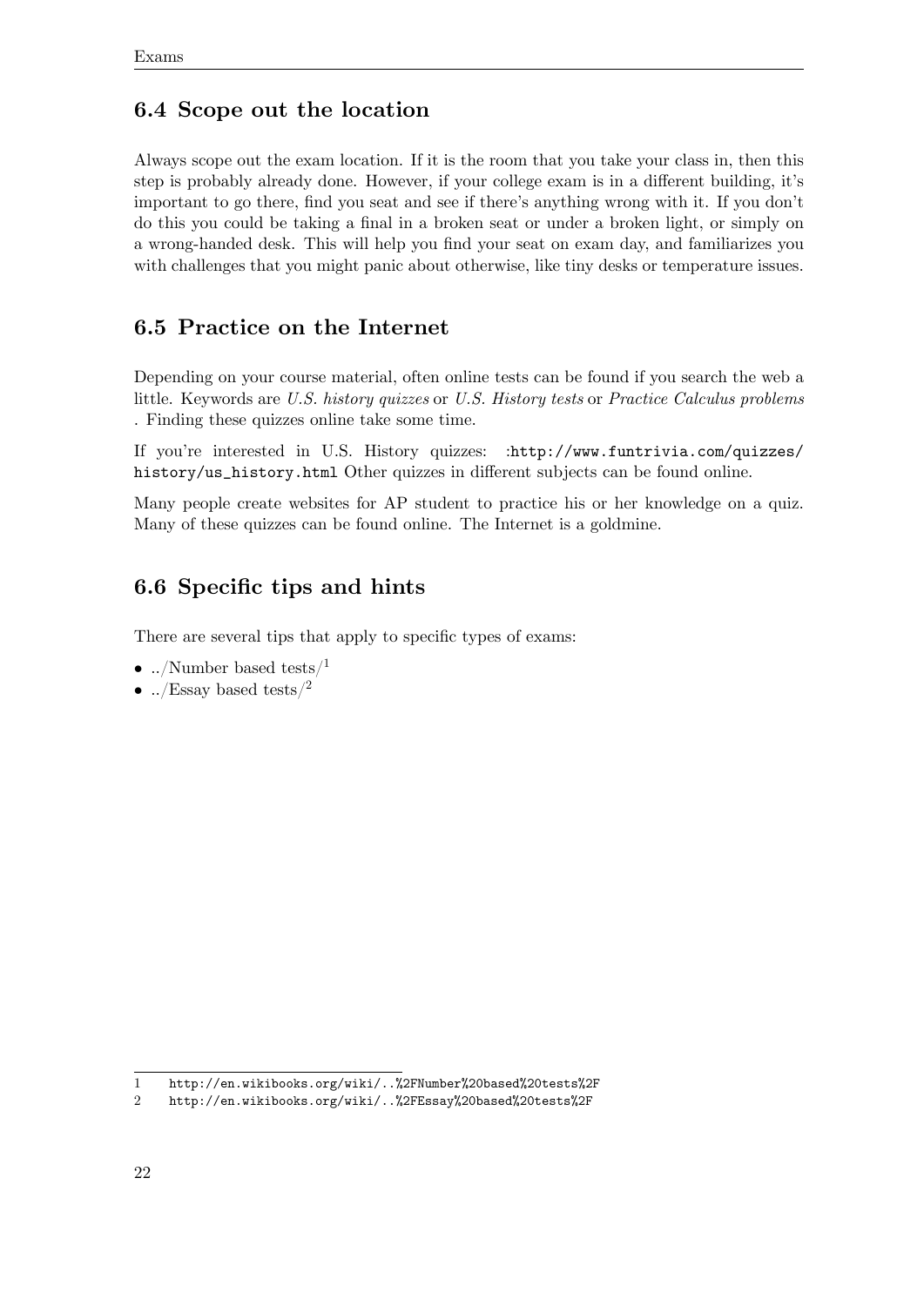## 6.4 Scope out the location

Always scope out the exam location. If it is the room that you take your class in, then this step is probably already done. However, if your college exam is in a different building, it's important to go there, find you seat and see if there's anything wrong with it. If you don't do this you could be taking a final in a broken seat or under a broken light, or simply on a wrong-handed desk. This will help you find your seat on exam day, and familiarizes you with challenges that you might panic about otherwise, like tiny desks or temperature issues.

## 6.5 Practice on the Internet

Depending on your course material, often online tests can be found if you search the web a little. Keywords are *U.S. history quizzes* or *U.S. History tests* or *Practice Calculus problems* . Finding these quizzes online take some time.

If you're interested in U.S. History quizzes: :`http://www.funtrivia.com/quizzes/history/us_history.html` Other quizzes in different subjects can be found online.

Many people create websites for AP student to practice his or her knowledge on a quiz. Many of these quizzes can be found online. The Internet is a goldmine.

## 6.6 Specific tips and hints

There are several tips that apply to specific types of exams:

- ../Number based tests/[1]
- ../Essay based tests/[2]

---

1 `http://en.wikibooks.org/wiki/..%2FNumber%20based%20tests%2F`

2 `http://en.wikibooks.org/wiki/..%2FEssay%20based%20tests%2F`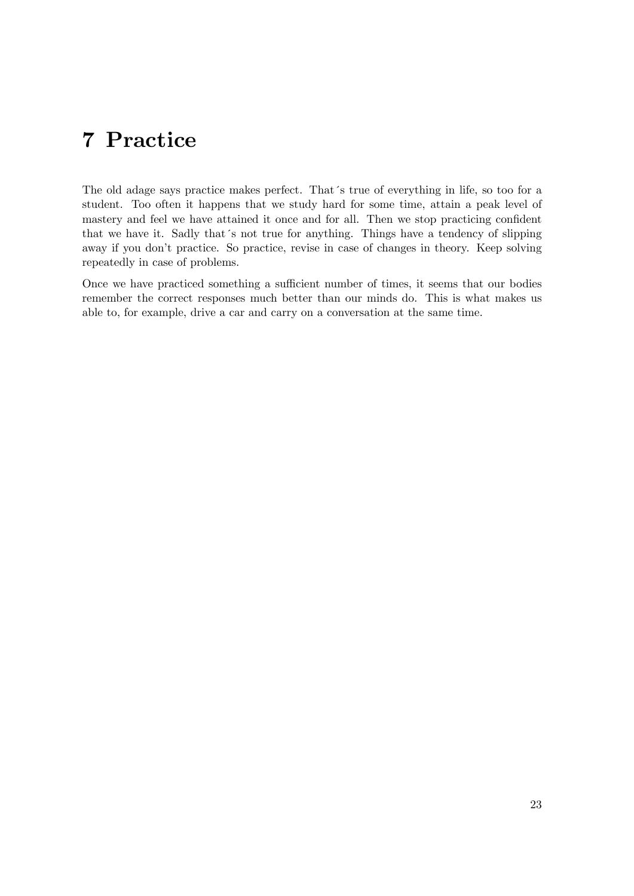# 7 Practice

The old adage says practice makes perfect. That´s true of everything in life, so too for a student. Too often it happens that we study hard for some time, attain a peak level of mastery and feel we have attained it once and for all. Then we stop practicing confident that we have it. Sadly that´s not true for anything. Things have a tendency of slipping away if you don't practice. So practice, revise in case of changes in theory. Keep solving repeatedly in case of problems.

Once we have practiced something a sufficient number of times, it seems that our bodies remember the correct responses much better than our minds do. This is what makes us able to, for example, drive a car and carry on a conversation at the same time.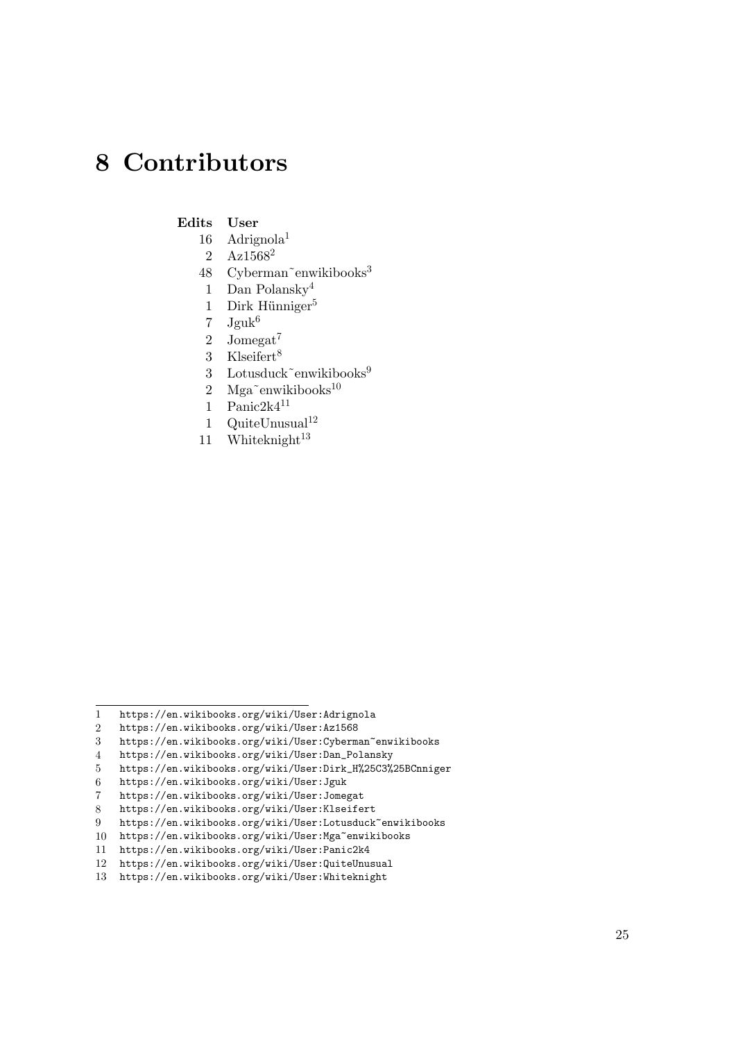# 8 Contributors

| Edits | User |
|---|---|
| 16 | Adrignola[1] |
| 2 | Az1568[2] |
| 48 | Cyberman~enwikibooks[3] |
| 1 | Dan Polansky[4] |
| 1 | Dirk Hünniger[5] |
| 7 | Jguk[6] |
| 2 | Jomegat[7] |
| 3 | Klseifert[8] |
| 3 | Lotusduck~enwikibooks[9] |
| 2 | Mga~enwikibooks[10] |
| 1 | Panic2k4[11] |
| 1 | QuiteUnusual[12] |
| 11 | Whiteknight[13] |

1 https://en.wikibooks.org/wiki/User:Adrignola
2 https://en.wikibooks.org/wiki/User:Az1568
3 https://en.wikibooks.org/wiki/User:Cyberman~enwikibooks
4 https://en.wikibooks.org/wiki/User:Dan_Polansky
5 https://en.wikibooks.org/wiki/User:Dirk_H%25C3%25BCnniger
6 https://en.wikibooks.org/wiki/User:Jguk
7 https://en.wikibooks.org/wiki/User:Jomegat
8 https://en.wikibooks.org/wiki/User:Klseifert
9 https://en.wikibooks.org/wiki/User:Lotusduck~enwikibooks
10 https://en.wikibooks.org/wiki/User:Mga~enwikibooks
11 https://en.wikibooks.org/wiki/User:Panic2k4
12 https://en.wikibooks.org/wiki/User:QuiteUnusual
13 https://en.wikibooks.org/wiki/User:Whiteknight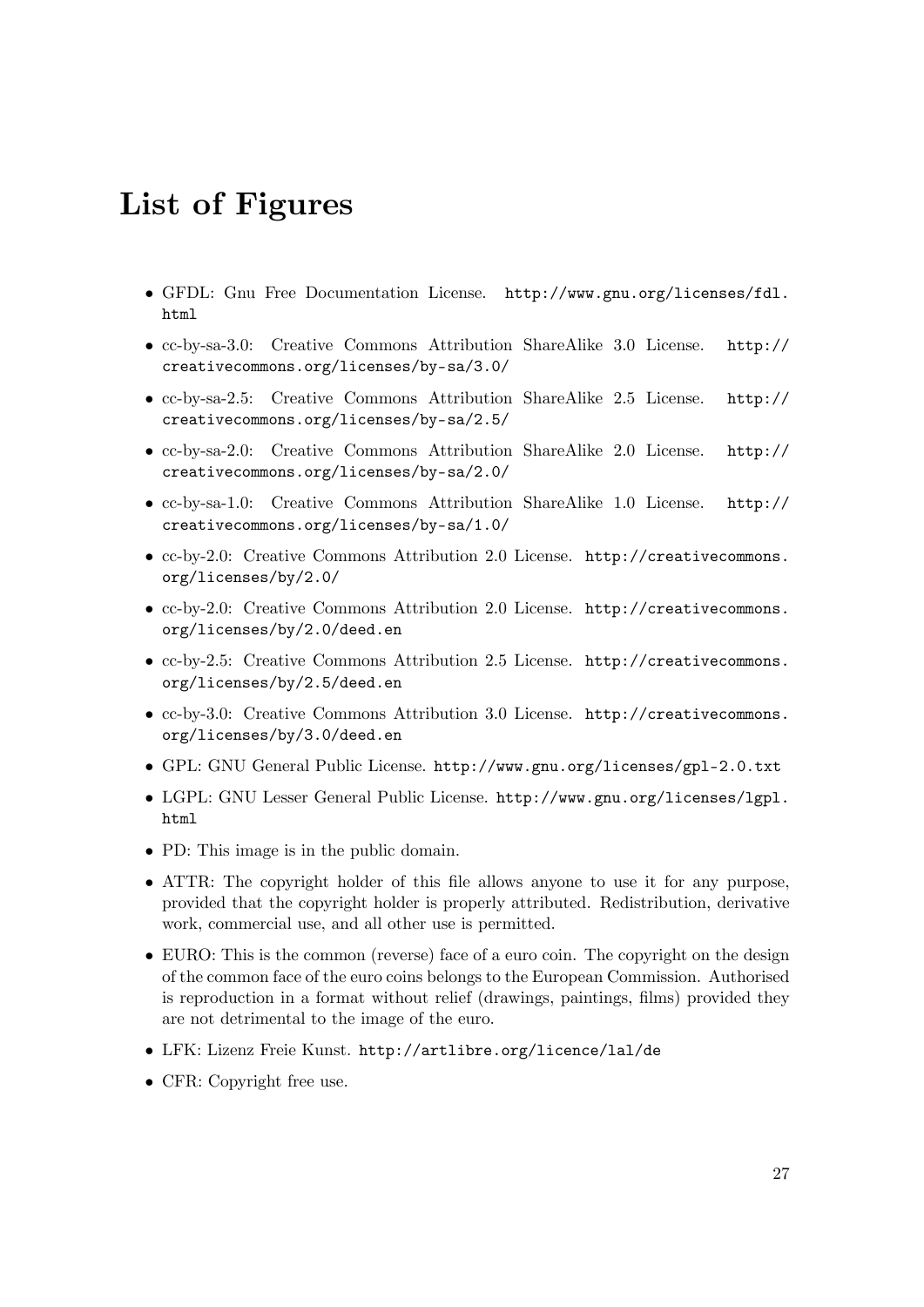# List of Figures

- GFDL: Gnu Free Documentation License. http://www.gnu.org/licenses/fdl.html
- cc-by-sa-3.0: Creative Commons Attribution ShareAlike 3.0 License. http://creativecommons.org/licenses/by-sa/3.0/
- cc-by-sa-2.5: Creative Commons Attribution ShareAlike 2.5 License. http://creativecommons.org/licenses/by-sa/2.5/
- cc-by-sa-2.0: Creative Commons Attribution ShareAlike 2.0 License. http://creativecommons.org/licenses/by-sa/2.0/
- cc-by-sa-1.0: Creative Commons Attribution ShareAlike 1.0 License. http://creativecommons.org/licenses/by-sa/1.0/
- cc-by-2.0: Creative Commons Attribution 2.0 License. http://creativecommons.org/licenses/by/2.0/
- cc-by-2.0: Creative Commons Attribution 2.0 License. http://creativecommons.org/licenses/by/2.0/deed.en
- cc-by-2.5: Creative Commons Attribution 2.5 License. http://creativecommons.org/licenses/by/2.5/deed.en
- cc-by-3.0: Creative Commons Attribution 3.0 License. http://creativecommons.org/licenses/by/3.0/deed.en
- GPL: GNU General Public License. http://www.gnu.org/licenses/gpl-2.0.txt
- LGPL: GNU Lesser General Public License. http://www.gnu.org/licenses/lgpl.html
- PD: This image is in the public domain.
- ATTR: The copyright holder of this file allows anyone to use it for any purpose, provided that the copyright holder is properly attributed. Redistribution, derivative work, commercial use, and all other use is permitted.
- EURO: This is the common (reverse) face of a euro coin. The copyright on the design of the common face of the euro coins belongs to the European Commission. Authorised is reproduction in a format without relief (drawings, paintings, films) provided they are not detrimental to the image of the euro.
- LFK: Lizenz Freie Kunst. http://artlibre.org/licence/lal/de
- CFR: Copyright free use.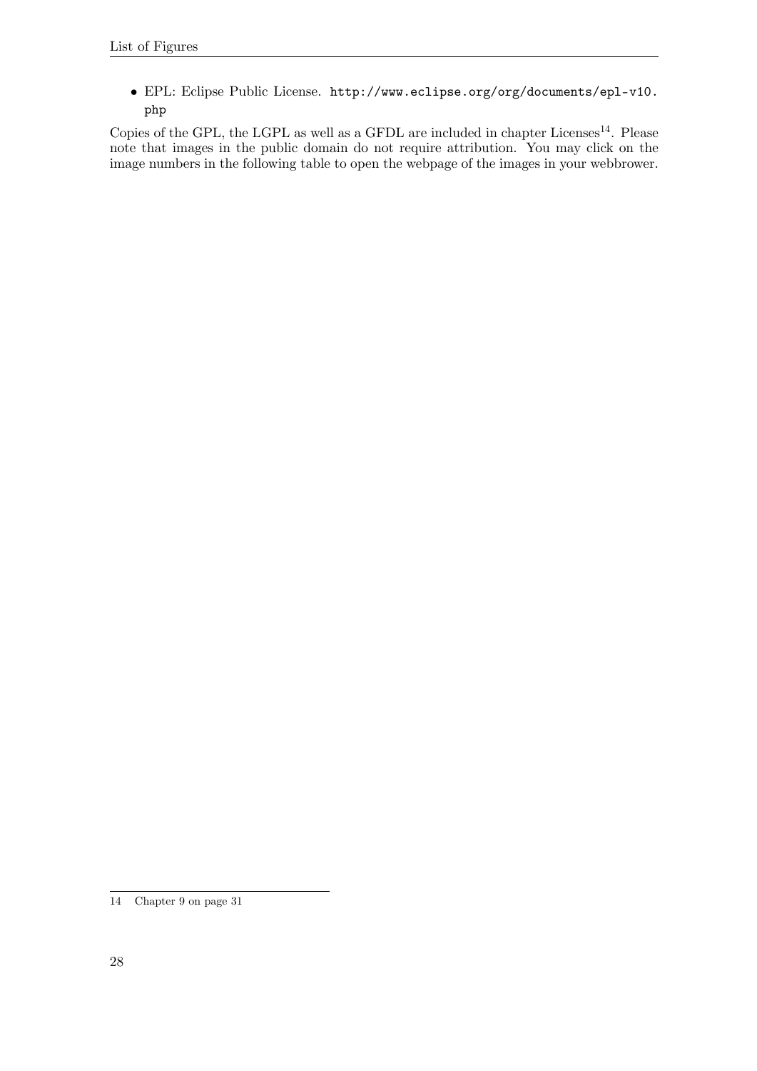- EPL: Eclipse Public License. http://www.eclipse.org/org/documents/epl-v10.php

Copies of the GPL, the LGPL as well as a GFDL are included in chapter Licenses[14]. Please note that images in the public domain do not require attribution. You may click on the image numbers in the following table to open the webpage of the images in your webbrower.

14 Chapter 9 on page 31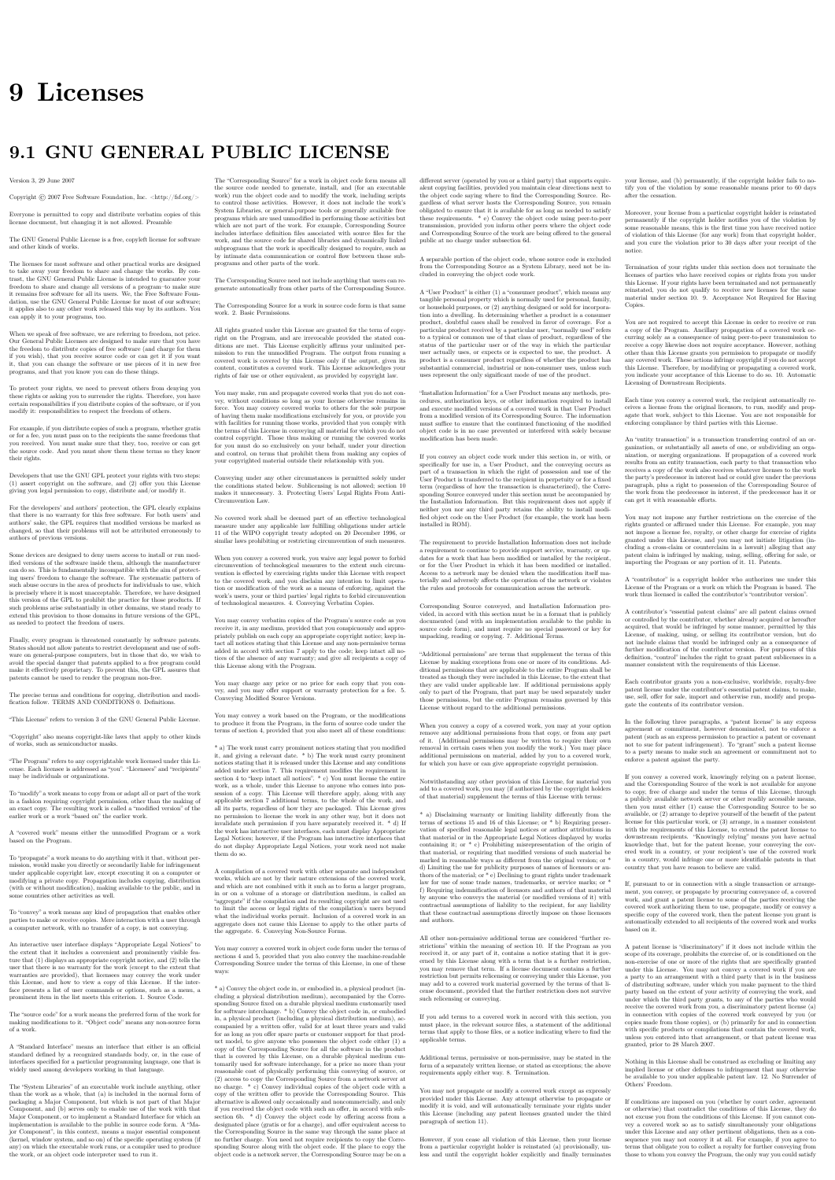# 9 Licenses

## 9.1 GNU GENERAL PUBLIC LICENSE

Version 3, 29 June 2007

Copyright © 2007 Free Software Foundation, Inc. <http://fsf.org/>

Everyone is permitted to copy and distribute verbatim copies of this license document, but changing it is not allowed. Preamble

The GNU General Public License is a free, copyleft license for software and other kinds of works.

The licenses for most software and other practical works are designed to take away your freedom to share and change the works. By contrast, the GNU General Public License is intended to guarantee your freedom to share and change all versions of a program–to make sure it remains free software for all its users. We, the Free Software Foundation, use the GNU General Public License for most of our software; it applies also to any other work released this way by its authors. You can apply it to your programs, too.

When we speak of free software, we are referring to freedom, not price. Our General Public Licenses are designed to make sure that you have the freedom to distribute copies of free software (and charge for them if you wish), that you receive source code or can get it if you want it, that you can change the software or use pieces of it in new free programs, and that you know you can do these things.

To protect your rights, we need to prevent others from denying you these rights or asking you to surrender the rights. Therefore, you have certain responsibilities if you distribute copies of the software, or if you modify it: responsibilities to respect the freedom of others.

For example, if you distribute copies of such a program, whether gratis or for a fee, you must pass on to the recipients the same freedoms that you received. You must make sure that they, too, receive or can get the source code. And you must show them these terms so they know their rights.

Developers that use the GNU GPL protect your rights with two steps: (1) assert copyright on the software, and (2) offer you this License giving you legal permission to copy, distribute and/or modify it.

For the developers' and authors' protection, the GPL clearly explains that there is no warranty for this free software. For both users' and authors' sake, the GPL requires that modified versions be marked as changed, so that their problems will not be attributed erroneously to authors of previous versions.

Some devices are designed to deny users access to install or run modified versions of the software inside them, although the manufacturer can do so. This is fundamentally incompatible with the aim of protecting users' freedom to change the software. The systematic pattern of such abuse occurs in the area of products for individuals to use, which is precisely where it is most unacceptable. Therefore, we have designed this version of the GPL to prohibit the practice for those products. If such problems arise substantially in other domains, we stand ready to extend this provision to those domains in future versions of the GPL, as needed to protect the freedom of users.

Finally, every program is threatened constantly by software patents. States should not allow patents to restrict development and use of software on general-purpose computers, but in those that do, we wish to avoid the special danger that patents applied to a free program could make it effectively proprietary. To prevent this, the GPL assures that patents cannot be used to render the program non-free.

The precise terms and conditions for copying, distribution and modification follow. TERMS AND CONDITIONS 0. Definitions.

"This License" refers to version 3 of the GNU General Public License.

"Copyright" also means copyright-like laws that apply to other kinds of works, such as semiconductor masks.

"The Program" refers to any copyrightable work licensed under this License. Each licensee is addressed as "you". "Licensees" and "recipients" may be individuals or organizations.

To "modify" a work means to copy from or adapt all or part of the work in a fashion requiring copyright permission, other than the making of an exact copy. The resulting work is called a "modified version" of the earlier work or a work "based on" the earlier work.

A "covered work" means either the unmodified Program or a work based on the Program.

To "propagate" a work means to do anything with it that, without permission, would make you directly or secondarily liable for infringement under applicable copyright law, except executing it on a computer or modifying a private copy. Propagation includes copying, distribution (with or without modification), making available to the public, and in some countries other activities as well.

To "convey" a work means any kind of propagation that enables other parties to make or receive copies. Mere interaction with a user through a computer network, with no transfer of a copy, is not conveying.

An interactive user interface displays "Appropriate Legal Notices" to the extent that it includes a convenient and prominently visible feature that (1) displays an appropriate copyright notice, and (2) tells the user that there is no warranty for the work (except to the extent that warranties are provided), that licensees may convey the work under this License, and how to view a copy of this License. If the interface presents a list of user commands or options, such as a menu, a prominent item in the list meets this criterion. 1. Source Code.

The "source code" for a work means the preferred form of the work for making modifications to it. "Object code" means any non-source form of a work.

A "Standard Interface" means an interface that either is an official standard defined by a recognized standards body, or, in the case of interfaces specified for a particular programming language, one that is widely used among developers working in that language.

The "System Libraries" of an executable work include anything, other than the work as a whole, that (a) is included in the normal form of packaging a Major Component, but which is not part of that Major Component, and (b) serves only to enable use of the work with that Major Component, or to implement a Standard Interface for which an implementation is available to the public in source code form. A "Major Component", in this context, means a major essential component (kernel, window system, and so on) of the specific operating system (if any) on which the executable work runs, or a compiler used to produce the work, or an object code interpreter used to run it.

The "Corresponding Source" for a work in object code form means all the source code needed to generate, install, and (for an executable work) run the object code and to modify the work, including scripts to control those activities. However, it does not include the work's System Libraries, or general-purpose tools or generally available free programs which are used unmodified in performing those activities but which are not part of the work. For example, Corresponding Source includes interface definition files associated with source files for the work, and the source code for shared libraries and dynamically linked subprograms that the work is specifically designed to require, such as by intimate data communication or control flow between those subprograms and other parts of the work.

The Corresponding Source need not include anything that users can regenerate automatically from other parts of the Corresponding Source.

The Corresponding Source for a work in source code form is that same work. 2. Basic Permissions.

All rights granted under this License are granted for the term of copyright on the Program, and are irrevocable provided the stated conditions are met. This License explicitly affirms your unlimited permission to run the unmodified Program. The output from running a covered work is covered by this License only if the output, given its content, constitutes a covered work. This License acknowledges your rights of fair use or other equivalent, as provided by copyright law.

You may make, run and propagate covered works that you do not convey, without conditions so long as your license otherwise remains in force. You may convey covered works to others for the sole purpose of having them make modifications exclusively for you, or provide you with facilities for running those works, provided that you comply with the terms of this License in conveying all material for which you do not control copyright. Those thus making or running the covered works for you must do so exclusively on your behalf, under your direction and control, on terms that prohibit them from making any copies of your copyrighted material outside their relationship with you.

Conveying under any other circumstances is permitted solely under the conditions stated below. Sublicensing is not allowed; section 10 makes it unnecessary. 3. Protecting Users' Legal Rights From Anti-Circumvention Law.

No covered work shall be deemed part of an effective technological measure under any applicable law fulfilling obligations under article 11 of the WIPO copyright treaty adopted on 20 December 1996, or similar laws prohibiting or restricting circumvention of such measures.

When you convey a covered work, you waive any legal power to forbid circumvention of technological measures to the extent such circumvention is effected by exercising rights under this License with respect to the covered work, and you disclaim any intention to limit operation or modification of the work as a means of enforcing, against the work's users, your or third parties' legal rights to forbid circumvention of technological measures. 4. Conveying Verbatim Copies.

You may convey verbatim copies of the Program's source code as you receive it, in any medium, provided that you conspicuously and appropriately publish on each copy an appropriate copyright notice; keep intact all notices stating that this License and any non-permissive terms added in accord with section 7 apply to the code; keep intact all notices of the absence of any warranty; and give all recipients a copy of this License along with the Program.

You may charge any price or no price for each copy that you convey, and you may offer support or warranty protection for a fee. 5. Conveying Modified Source Versions.

You may convey a work based on the Program, or the modifications to produce it from the Program, in the form of source code under the terms of section 4, provided that you also meet all of these conditions:

* a) The work must carry prominent notices stating that you modified it, and giving a relevant date. * b) The work must carry prominent notices stating that it is released under this License and any conditions added under section 7. This requirement modifies the requirement in section 4 to "keep intact all notices". * c) You must license the entire work, as a whole, under this License to anyone who comes into possession of a copy. This License will therefore apply, along with any applicable section 7 additional terms, to the whole of the work, and all its parts, regardless of how they are packaged. This License gives no permission to license the work in any other way, but it does not invalidate such permission if you have separately received it. * d) If the work has interactive user interfaces, each must display Appropriate Legal Notices; however, if the Program has interactive interfaces that do not display Appropriate Legal Notices, your work need not make them do so.

A compilation of a covered work with other separate and independent works, which are not by their nature extensions of the covered work, and which are not combined with it such as to form a larger program, in or on a volume of a storage or distribution medium, is called an "aggregate" if the compilation and its resulting copyright are not used to limit the access or legal rights of the compilation's users beyond what the individual works permit. Inclusion of a covered work in an aggregate does not cause this License to apply to the other parts of the aggregate. 6. Conveying Non-Source Forms.

You may convey a covered work in object code form under the terms of sections 4 and 5, provided that you also convey the machine-readable Corresponding Source under the terms of this License, in one of these ways:

* a) Convey the object code in, or embodied in, a physical product (including a physical distribution medium), accompanied by the Corresponding Source fixed on a durable physical medium customarily used for software interchange. * b) Convey the object code in, or embodied in, a physical product (including a physical distribution medium), accompanied by a written offer, valid for at least three years and valid for as long as you offer spare parts or customer support for that product model, to give anyone who possesses the object code either (1) a copy of the Corresponding Source for all the software in the product that is covered by this License, on a durable physical medium customarily used for software interchange, for a price no more than your reasonable cost of physically performing this conveying of source, or (2) access to copy the Corresponding Source from a network server at no charge. * c) Convey individual copies of the object code with a copy of the written offer to provide the Corresponding Source. This alternative is allowed only occasionally and noncommercially, and only if you received the object code with such an offer, in accord with subsection 6b. * d) Convey the object code by offering access from a designated place (gratis or for a charge), and offer equivalent access to the Corresponding Source in the same way through the same place at no further charge. You need not require recipients to copy the Corresponding Source along with the object code. If the place to copy the object code is a network server, the Corresponding Source may be on a different server (operated by you or a third party) that supports equivalent copying facilities, provided you maintain clear directions next to the object code saying where to find the Corresponding Source. Regardless of what server hosts the Corresponding Source, you remain obligated to ensure that it is available for as long as needed to satisfy these requirements. * e) Convey the object code using peer-to-peer transmission, provided you inform other peers where the object code and Corresponding Source of the work are being offered to the general public at no charge under subsection 6d.

A separable portion of the object code, whose source code is excluded from the Corresponding Source as a System Library, need not be included in conveying the object code work.

A "User Product" is either (1) a "consumer product", which means any tangible personal property which is normally used for personal, family, or household purposes, or (2) anything designed or sold for incorporation into a dwelling. In determining whether a product is a consumer product, doubtful cases shall be resolved in favor of coverage. For a particular product received by a particular user, "normally used" refers to a typical or common use of that class of product, regardless of the status of the particular user or of the way in which the particular user actually uses, or expects or is expected to use, the product. A product is a consumer product regardless of whether the product has substantial commercial, industrial or non-consumer uses, unless such uses represent the only significant mode of use of the product.

"Installation Information" for a User Product means any methods, procedures, authorization keys, or other information required to install and execute modified versions of a covered work in that User Product from a modified version of its Corresponding Source. The information must suffice to ensure that the continued functioning of the modified object code is in no case prevented or interfered with solely because modification has been made.

If you convey an object code work under this section in, or with, or specifically for use in, a User Product, and the conveying occurs as part of a transaction in which the right of possession and use of the User Product is transferred to the recipient in perpetuity or for a fixed term (regardless of how the transaction is characterized), the Corresponding Source conveyed under this section must be accompanied by the Installation Information. But this requirement does not apply if neither you nor any third party retains the ability to install modified object code on the User Product (for example, the work has been installed in ROM).

The requirement to provide Installation Information does not include a requirement to continue to provide support service, warranty, or updates for a work that has been modified or installed by the recipient, or for the User Product in which it has been modified or installed. Access to a network may be denied when the modification itself materially and adversely affects the operation of the network or violates the rules and protocols for communication across the network.

Corresponding Source conveyed, and Installation Information provided, in accord with this section must be in a format that is publicly documented (and with an implementation available to the public in source code form), and must require no special password or key for unpacking, reading or copying. 7. Additional Terms.

"Additional permissions" are terms that supplement the terms of this License by making exceptions from one or more of its conditions. Additional permissions that are applicable to the entire Program shall be treated as though they were included in this License, to the extent that they are valid under applicable law. If additional permissions apply only to part of the Program, that part may be used separately under those permissions, but the entire Program remains governed by this License without regard to the additional permissions.

When you convey a copy of a covered work, you may at your option remove any additional permissions from that copy, or from any part of it. (Additional permissions may be written to require their own removal in certain cases when you modify the work.) You may place additional permissions on material, added by you to a covered work, for which you have or can give appropriate copyright permission.

Notwithstanding any other provision of this License, for material you add to a covered work, you may (if authorized by the copyright holders of that material) supplement the terms of this License with terms:

* a) Disclaiming warranty or limiting liability differently from the terms of sections 15 and 16 of this License; or * b) Requiring preservation of specified reasonable legal notices or author attributions in that material or in the Appropriate Legal Notices displayed by works containing it; or * c) Prohibiting misrepresentation of the origin of that material, or requiring that modified versions of such material be marked in reasonable ways as different from the original version; or * d) Limiting the use for publicity purposes of names of licensors or authors of the material; or * e) Declining to grant rights under trademark law for use of some trade names, trademarks, or service marks; or * f) Requiring indemnification of licensors and authors of that material by anyone who conveys the material (or modified versions of it) with contractual assumptions of liability to the recipient, for any liability that these contractual assumptions directly impose on those licensors and authors.

All other non-permissive additional terms are considered "further restrictions" within the meaning of section 10. If the Program as you received it, or any part of it, contains a notice stating that it is governed by this License along with a term that is a further restriction, you may remove that term. If a license document contains a further restriction but permits relicensing or conveying under this License, you may add to a covered work material governed by the terms of that license document, provided that the further restriction does not survive such relicensing or conveying.

If you add terms to a covered work in accord with this section, you must place, in the relevant source files, a statement of the additional terms that apply to those files, or a notice indicating where to find the applicable terms.

Additional terms, permissive or non-permissive, may be stated in the form of a separately written license, or stated as exceptions; the above requirements apply either way. 8. Termination.

You may not propagate or modify a covered work except as expressly provided under this License. Any attempt otherwise to propagate or modify it is void, and will automatically terminate your rights under this License (including any patent licenses granted under the third paragraph of section 11).

However, if you cease all violation of this License, then your license from a particular copyright holder is reinstated (a) provisionally, unless and until the copyright holder explicitly and finally terminates your license, and (b) permanently, if the copyright holder fails to notify you of the violation by some reasonable means prior to 60 days after the cessation.

Moreover, your license from a particular copyright holder is reinstated permanently if the copyright holder notifies you of the violation by some reasonable means, this is the first time you have received notice of violation of this License (for any work) from that copyright holder, and you cure the violation prior to 30 days after your receipt of the notice.

Termination of your rights under this section does not terminate the licenses of parties who have received copies or rights from you under this License. If your rights have been terminated and not permanently reinstated, you do not qualify to receive new licenses for the same material under section 10. 9. Acceptance Not Required for Having Copies.

You are not required to accept this License in order to receive or run a copy of the Program. Ancillary propagation of a covered work occurring solely as a consequence of using peer-to-peer transmission to receive a copy likewise does not require acceptance. However, nothing other than this License grants you permission to propagate or modify any covered work. These actions infringe copyright if you do not accept this License. Therefore, by modifying or propagating a covered work, you indicate your acceptance of this License to do so. 10. Automatic Licensing of Downstream Recipients.

Each time you convey a covered work, the recipient automatically receives a license from the original licensors, to run, modify and propagate that work, subject to this License. You are not responsible for enforcing compliance by third parties with this License.

An "entity transaction" is a transaction transferring control of an organization, or substantially all assets of one, or subdividing an organization, or merging organizations. If propagation of a covered work results from an entity transaction, each party to that transaction who receives a copy of the work also receives whatever licenses to the work the party's predecessor in interest had or could give under the previous paragraph, plus a right to possession of the Corresponding Source of the work from the predecessor in interest, if the predecessor has it or can get it with reasonable efforts.

You may not impose any further restrictions on the exercise of the rights granted or affirmed under this License. For example, you may not impose a license fee, royalty, or other charge for exercise of rights granted under this License, and you may not initiate litigation (including a cross-claim or counterclaim in a lawsuit) alleging that any patent claim is infringed by making, using, selling, offering for sale, or importing the Program or any portion of it. 11. Patents.

A "contributor" is a copyright holder who authorizes use under this License of the Program or a work on which the Program is based. The work thus licensed is called the contributor's "contributor version".

A contributor's "essential patent claims" are all patent claims owned or controlled by the contributor, whether already acquired or hereafter acquired, that would be infringed by some manner, permitted by this License, of making, using, or selling its contributor version, but do not include claims that would be infringed only as a consequence of further modification of the contributor version. For purposes of this definition, "control" includes the right to grant patent sublicenses in a manner consistent with the requirements of this License.

Each contributor grants you a non-exclusive, worldwide, royalty-free patent license under the contributor's essential patent claims, to make, use, sell, offer for sale, import and otherwise run, modify and propagate the contents of its contributor version.

In the following three paragraphs, a "patent license" is any express agreement or commitment, however denominated, not to enforce a patent (such as an express permission to practice a patent or covenant not to sue for patent infringement). To "grant" such a patent license to a party means to make such an agreement or commitment not to enforce a patent against the party.

If you convey a covered work, knowingly relying on a patent license, and the Corresponding Source of the work is not available for anyone to copy, free of charge and under the terms of this License, through a publicly available network server or other readily accessible means, then you must either (1) cause the Corresponding Source to be so available, or (2) arrange to deprive yourself of the benefit of the patent license for this particular work, or (3) arrange, in a manner consistent with the requirements of this License, to extend the patent license to downstream recipients. "Knowingly relying" means you have actual knowledge that, but for the patent license, your conveying the covered work in a country, or your recipient's use of the covered work in a country, would infringe one or more identifiable patents in that country that you have reason to believe are valid.

If, pursuant to or in connection with a single transaction or arrangement, you convey, or propagate by procuring conveyance of, a covered work, and grant a patent license to some of the parties receiving the covered work authorizing them to use, propagate, modify or convey a specific copy of the covered work, then the patent license you grant is automatically extended to all recipients of the covered work and works based on it.

A patent license is "discriminatory" if it does not include within the scope of its coverage, prohibits the exercise of, or is conditioned on the non-exercise of one or more of the rights that are specifically granted under this License. You may not convey a covered work if you are a party to an arrangement with a third party that is in the business of distributing software, under which you make payment to the third party based on the extent of your activity of conveying the work, and under which the third party grants, to any of the parties who would receive the covered work from you, a discriminatory patent license (a) in connection with copies of the covered work conveyed by you (or copies made from those copies), or (b) primarily for and in connection with specific products or compilations that contain the covered work, unless you entered into that arrangement, or that patent license was granted, prior to 28 March 2007.

Nothing in this License shall be construed as excluding or limiting any implied license or other defenses to infringement that may otherwise be available to you under applicable patent law. 12. No Surrender of Others' Freedom.

If conditions are imposed on you (whether by court order, agreement or otherwise) that contradict the conditions of this License, they do not excuse you from the conditions of this License. If you cannot convey a covered work so as to satisfy simultaneously your obligations under this License and any other pertinent obligations, then as a consequence you may not convey it at all. For example, if you agree to terms that obligate you to collect a royalty for further conveying from those to whom you convey the Program, the only way you could satisfy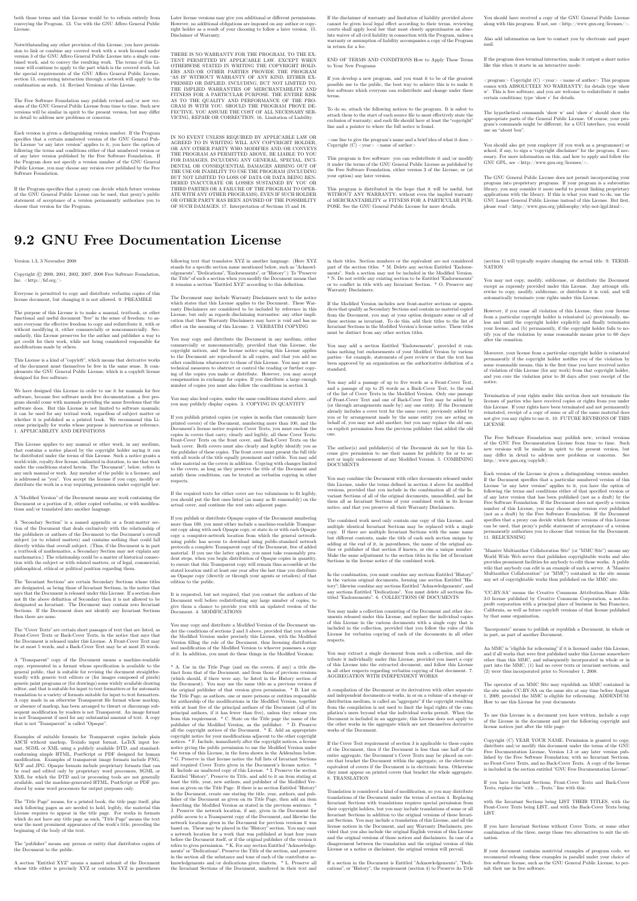both those terms and this License would be entitled to receive it in their own right. 13. Use with the GNU Affero General Public License.

Notwithstanding any other provision of this License, you have permission to link or combine any covered work with a work licensed under version 3 of the GNU Affero General Public License into a single combined work, and to convey the resulting work. The terms of this License will continue to apply to the part which is the covered work, but the special requirements of the GNU Affero General Public License, section 13, concerning interaction through a network will apply to the combination as such. 14. Revised Versions of this License.

The Free Software Foundation may publish revised and/or new versions of the GNU General Public License from time to time. Such new versions will be similar in spirit to the present version, but may differ in detail to address new problems or concerns.

Each version is given a distinguishing version number. If the Program specifies that a certain numbered version of the GNU General Public License "or any later version" applies to it, you have the option of following the terms and conditions either of that numbered version or of any later version published by the Free Software Foundation. If the Program does not specify a version number of the GNU General Public License, you may choose any version ever published by the Free Software Foundation.

If the Program specifies that a proxy can decide which future versions of the GNU General Public License can be used, that proxy's public statement of acceptance of a version permanently authorizes you to choose that version for the Program.

Later license versions may give you additional or different permissions. However, no additional obligations are imposed on any author or copyright holder as a result of your choosing to follow a later version. 15. Disclaimer of Warranty.

THERE IS NO WARRANTY FOR THE PROGRAM, TO THE EXTENT PERMITTED BY APPLICABLE LAW. EXCEPT WHEN OTHERWISE STATED IN WRITING THE COPYRIGHT HOLDERS AND/OR OTHER PARTIES PROVIDE THE PROGRAM "AS IS" WITHOUT WARRANTY OF ANY KIND, EITHER EXPRESSED OR IMPLIED, INCLUDING, BUT NOT LIMITED TO, THE IMPLIED WARRANTIES OF MERCHANTABILITY AND FITNESS FOR A PARTICULAR PURPOSE. THE ENTIRE RISK AS TO THE QUALITY AND PERFORMANCE OF THE PROGRAM IS WITH YOU. SHOULD THE PROGRAM PROVE DEFECTIVE, YOU ASSUME THE COST OF ALL NECESSARY SERVICING, REPAIR OR CORRECTION. 16. Limitation of Liability.

IN NO EVENT UNLESS REQUIRED BY APPLICABLE LAW OR AGREED TO IN WRITING WILL ANY COPYRIGHT HOLDER, OR ANY OTHER PARTY WHO MODIFIES AND/OR CONVEYS THE PROGRAM AS PERMITTED ABOVE, BE LIABLE TO YOU FOR DAMAGES, INCLUDING ANY GENERAL, SPECIAL, INCIDENTAL OR CONSEQUENTIAL DAMAGES ARISING OUT OF THE USE OR INABILITY TO USE THE PROGRAM (INCLUDING BUT NOT LIMITED TO LOSS OF DATA OR DATA BEING RENDERED INACCURATE OR LOSSES SUSTAINED BY YOU OR THIRD PARTIES OR A FAILURE OF THE PROGRAM TO OPERATE WITH ANY OTHER PROGRAMS), EVEN IF SUCH HOLDER OR OTHER PARTY HAS BEEN ADVISED OF THE POSSIBILITY OF SUCH DAMAGES. 17. Interpretation of Sections 15 and 16.

If the disclaimer of warranty and limitation of liability provided above cannot be given local legal effect according to their terms, reviewing courts shall apply local law that most closely approximates an absolute waiver of all civil liability in connection with the Program, unless a warranty or assumption of liability accompanies a copy of the Program in return for a fee.

END OF TERMS AND CONDITIONS How to Apply These Terms to Your New Programs

If you develop a new program, and you want it to be of the greatest possible use to the public, the best way to achieve this is to make it free software which everyone can redistribute and change under these terms.

To do so, attach the following notices to the program. It is safest to attach them to the start of each source file to most effectively state the exclusion of warranty; and each file should have at least the "copyright" line and a pointer to where the full notice is found.

<one line to give the program's name and a brief idea of what it does.> Copyright (C) <year> <name of author>

This program is free software: you can redistribute it and/or modify it under the terms of the GNU General Public License as published by the Free Software Foundation, either version 3 of the License, or (at your option) any later version.

This program is distributed in the hope that it will be useful, but WITHOUT ANY WARRANTY; without even the implied warranty of MERCHANTABILITY or FITNESS FOR A PARTICULAR PURPOSE. See the GNU General Public License for more details.

You should have received a copy of the GNU General Public License along with this program. If not, see <http://www.gnu.org/licenses/>.

Also add information on how to contact you by electronic and paper mail.

If the program does terminal interaction, make it output a short notice like this when it starts in an interactive mode:

<program> Copyright (C) <year> <name of author> This program comes with ABSOLUTELY NO WARRANTY; for details type 'show w'. This is free software, and you are welcome to redistribute it under certain conditions; type 'show c' for details.

The hypothetical commands 'show w' and 'show c' should show the appropriate parts of the General Public License. Of course, your program's commands might be different; for a GUI interface, you would use an "about box".

You should also get your employer (if you work as a programmer) or school, if any, to sign a "copyright disclaimer" for the program, if necessary. For more information on this, and how to apply and follow the GNU GPL, see <http://www.gnu.org/licenses/>.

The GNU General Public License does not permit incorporating your program into proprietary programs. If your program is a subroutine library, you may consider it more useful to permit linking proprietary applications with the library. If this is what you want to do, use the GNU Lesser General Public License instead of this License. But first, please read <http://www.gnu.org/philosophy/why-not-lgpl.html>.

## 9.2 GNU Free Documentation License

Version 1.3, 3 November 2008

Copyright © 2000, 2001, 2002, 2007, 2008 Free Software Foundation, Inc. <http://fsf.org/>

Everyone is permitted to copy and distribute verbatim copies of this license document, but changing it is not allowed. 0. PREAMBLE

The purpose of this License is to make a manual, textbook, or other functional and useful document "free" in the sense of freedom: to assure everyone the effective freedom to copy and redistribute it, with or without modifying it, either commercially or noncommercially. Secondarily, this License preserves for the author and publisher a way to get credit for their work, while not being considered responsible for modifications made by others.

This License is a kind of "copyleft", which means that derivative works of the document must themselves be free in the same sense. It complements the GNU General Public License, which is a copyleft license designed for free software.

We have designed this License in order to use it for manuals for free software, because free software needs free documentation: a free program should come with manuals providing the same freedoms that the software does. But this License is not limited to software manuals; it can be used for any textual work, regardless of subject matter or whether it is published as a printed book. We recommend this License principally for works whose purpose is instruction or reference. 1. APPLICABILITY AND DEFINITIONS

This License applies to any manual or other work, in any medium, that contains a notice placed by the copyright holder saying it can be distributed under the terms of this License. Such a notice grants a world-wide, royalty-free license, unlimited in duration, to use that work under the conditions stated herein. The "Document", below, refers to any such manual or work. Any member of the public is a licensee, and is addressed as "you". You accept the license if you copy, modify or distribute the work in a way requiring permission under copyright law.

A "Modified Version" of the Document means any work containing the Document or a portion of it, either copied verbatim, or with modifications and/or translated into another language.

A "Secondary Section" is a named appendix or a front-matter section of the Document that deals exclusively with the relationship of the publishers or authors of the Document to the Document's overall subject (or to related matters) and contains nothing that could fall directly within that overall subject. (Thus, if the Document is in part a textbook of mathematics, a Secondary Section may not explain any mathematics.) The relationship could be a matter of historical connection with the subject or with related matters, or of legal, commercial, philosophical, ethical or political position regarding them.

The "Invariant Sections" are certain Secondary Sections whose titles are designated, as being those of Invariant Sections, in the notice that says that the Document is released under this License. If a section does not fit the above definition of Secondary then it is not allowed to be designated as Invariant. The Document may contain zero Invariant Sections. If the Document does not identify any Invariant Sections then there are none.

The "Cover Texts" are certain short passages of text that are listed, as Front-Cover Texts or Back-Cover Texts, in the notice that says that the Document is released under this License. A Front-Cover Text may be at most 5 words, and a Back-Cover Text may be at most 25 words.

A "Transparent" copy of the Document means a machine-readable copy, represented in a format whose specification is available to the general public, that is suitable for revising the document straightforwardly with generic text editors or (for images composed of pixels) generic paint programs or (for drawings) some widely available drawing editor, and that is suitable for input to text formatters or for automatic translation to a variety of formats suitable for input to text formatters. A copy made in an otherwise Transparent file format whose markup, or absence of markup, has been arranged to thwart or discourage subsequent modification by readers is not Transparent. An image format is not Transparent if used for any substantial amount of text. A copy that is not "Transparent" is called "Opaque".

Examples of suitable formats for Transparent copies include plain ASCII without markup, Texinfo input format, LaTeX input format, SGML or XML using a publicly available DTD, and standard-conforming simple HTML, PostScript or PDF designed for human modification. Examples of transparent image formats include PNG, XCF and JPG. Opaque formats include proprietary formats that can be read and edited only by proprietary word processors, SGML or XML for which the DTD and/or processing tools are not generally available, and the machine-generated HTML, PostScript or PDF produced by some word processors for output purposes only.

The "Title Page" means, for a printed book, the title page itself, plus such following pages as are needed to hold, legibly, the material this License requires to appear in the title page. For works in formats which do not have any title page as such, "Title Page" means the text near the most prominent appearance of the work's title, preceding the beginning of the body of the text.

The "publisher" means any person or entity that distributes copies of the Document to the public.

A section "Entitled XYZ" means a named subunit of the Document whose title either is precisely XYZ or contains XYZ in parentheses following text that translates XYZ in another language. (Here XYZ stands for a specific section name mentioned below, such as "Acknowledgements", "Dedications", "Endorsements", or "History".) To "Preserve the Title" of such a section when you modify the Document means that it remains a section "Entitled XYZ" according to this definition.

The Document may include Warranty Disclaimers next to the notice which states that this License applies to the Document. These Warranty Disclaimers are considered to be included by reference in this License, but only as regards disclaiming warranties: any other implication that these Warranty Disclaimers may have is void and has no effect on the meaning of this License. 2. VERBATIM COPYING

You may copy and distribute the Document in any medium, either commercially or noncommercially, provided that this License, the copyright notices, and the license notice saying this License applies to the Document are reproduced in all copies, and that you add no other conditions whatsoever to those of this License. You may not use technical measures to obstruct or control the reading or further copying of the copies you make or distribute. However, you may accept compensation in exchange for copies. If you distribute a large enough number of copies you must also follow the conditions in section 3.

You may also lend copies, under the same conditions stated above, and you may publicly display copies. 3. COPYING IN QUANTITY

If you publish printed copies (or copies in media that commonly have printed covers) of the Document, numbering more than 100, and the Document's license notice requires Cover Texts, you must enclose the copies in covers that carry, clearly and legibly, all these Cover Texts: Front-Cover Texts on the front cover, and Back-Cover Texts on the back cover. Both covers must also clearly and legibly identify you as the publisher of these copies. The front cover must present the full title with all words of the title equally prominent and visible. You may add other material on the covers in addition. Copying with changes limited to the covers, as long as they preserve the title of the Document and satisfy these conditions, can be treated as verbatim copying in other respects.

If the required texts for either cover are too voluminous to fit legibly, you should put the first ones listed (as many as fit reasonably) on the actual cover, and continue the rest onto adjacent pages.

If you publish or distribute Opaque copies of the Document numbering more than 100, you must either include a machine-readable Transparent copy along with each Opaque copy, or state in or with each Opaque copy a computer-network location from which the general network-using public has access to download using public-standard network protocols a complete Transparent copy of the Document, free of added material. If you use the latter option, you must take reasonably prudent steps, when you begin distribution of Opaque copies in quantity, to ensure that this Transparent copy will remain thus accessible at the stated location until at least one year after the last time you distribute an Opaque copy (directly or through your agents or retailers) of that edition to the public.

It is requested, but not required, that you contact the authors of the Document well before redistributing any large number of copies, to give them a chance to provide you with an updated version of the Document. 4. MODIFICATIONS

You may copy and distribute a Modified Version of the Document under the conditions of sections 2 and 3 above, provided that you release the Modified Version under precisely this License, with the Modified Version filling the role of the Document, thus licensing distribution and modification of the Modified Version to whoever possesses a copy of it. In addition, you must do these things in the Modified Version:

* A. Use in the Title Page (and on the covers, if any) a title distinct from that of the Document, and from those of previous versions (which should, if there were any, be listed in the History section of the Document). You may use the same title as a previous version if the original publisher of that version gives permission. * B. List on the Title Page, as authors, one or more persons or entities responsible for authorship of the modifications in the Modified Version, together with at least five of the principal authors of the Document (all of its principal authors, if it has fewer than five), unless they release you from this requirement. * C. State on the Title page the name of the publisher of the Modified Version, as the publisher. * D. Preserve all the copyright notices of the Document. * E. Add an appropriate copyright notice for your modifications adjacent to the other copyright notices. * F. Include, immediately after the copyright notices, a license notice giving the public permission to use the Modified Version under the terms of this License, in the form shown in the Addendum below. * G. Preserve in that license notice the full lists of Invariant Sections and required Cover Texts given in the Document's license notice. * H. Include an unaltered copy of this License. * I. Preserve the section Entitled "History", Preserve its Title, and add to it an item stating at least the title, year, new authors, and publisher of the Modified Version as given on the Title Page. If there is no section Entitled "History" in the Document, create one stating the title, year, authors, and publisher of the Document as given on its Title Page, then add an item describing the Modified Version as stated in the previous sentence. * J. Preserve the network location, if any, given in the Document for public access to a Transparent copy of the Document, and likewise the network locations given in the Document for previous versions it was based on. These may be placed in the "History" section. You may omit a network location for a work that was published at least four years before the Document itself, or if the original publisher of the version it refers to gives permission. * K. For any section Entitled "Acknowledgements" or "Dedications", Preserve the Title of the section, and preserve in the section all the substance and tone of each of the contributor acknowledgements and/or dedications given therein. * L. Preserve all the Invariant Sections of the Document, unaltered in their text and in their titles. Section numbers or the equivalent are not considered part of the section titles. * M. Delete any section Entitled "Endorsements". Such a section may not be included in the Modified Version. * N. Do not retitle any existing section to be Entitled "Endorsements" or to conflict in title with any Invariant Section. * O. Preserve any Warranty Disclaimers.

If the Modified Version includes new front-matter sections or appendices that qualify as Secondary Sections and contain no material copied from the Document, you may at your option designate some or all of these sections as invariant. To do this, add their titles to the list of Invariant Sections in the Modified Version's license notice. These titles must be distinct from any other section titles.

You may add a section Entitled "Endorsements", provided it contains nothing but endorsements of your Modified Version by various parties—for example, statements of peer review or that the text has been approved by an organization as the authoritative definition of a standard.

You may add a passage of up to five words as a Front-Cover Text, and a passage of up to 25 words as a Back-Cover Text, to the end of the list of Cover Texts in the Modified Version. Only one passage of Front-Cover Text and one of Back-Cover Text may be added by (or through arrangements made by) any one entity. If the Document already includes a cover text for the same cover, previously added by you or by arrangement made by the same entity you are acting on behalf of, you may not add another; but you may replace the old one, on explicit permission from the previous publisher that added the old one.

The author(s) and publisher(s) of the Document do not by this License give permission to use their names for publicity for or to assert or imply endorsement of any Modified Version. 5. COMBINING DOCUMENTS

You may combine the Document with other documents released under this License, under the terms defined in section 4 above for modified versions, provided that you include in the combination all of the Invariant Sections of all of the original documents, unmodified, and list them all as Invariant Sections of your combined work in its license notice, and that you preserve all their Warranty Disclaimers.

The combined work need only contain one copy of this License, and multiple identical Invariant Sections may be replaced with a single copy. If there are multiple Invariant Sections with the same name but different contents, make the title of each such section unique by adding at the end of it, in parentheses, the name of the original author or publisher of that section if known, or else a unique number. Make the same adjustment to the section titles in the list of Invariant Sections in the license notice of the combined work.

In the combination, you must combine any sections Entitled "History" in the various original documents, forming one section Entitled "History"; likewise combine any sections Entitled "Acknowledgements", and any sections Entitled "Dedications". You must delete all sections Entitled "Endorsements". 6. COLLECTIONS OF DOCUMENTS

You may make a collection consisting of the Document and other documents released under this License, and replace the individual copies of this License in the various documents with a single copy that is included in the collection, provided that you follow the rules of this License for verbatim copying of each of the documents in all other respects.

You may extract a single document from such a collection, and distribute it individually under this License, provided you insert a copy of this License into the extracted document, and follow this License in all other respects regarding verbatim copying of that document. 7. AGGREGATION WITH INDEPENDENT WORKS

A compilation of the Document or its derivatives with other separate and independent documents or works, in or on a volume of a storage or distribution medium, is called an "aggregate" if the copyright resulting from the compilation is not used to limit the legal rights of the compilation's users beyond what the individual works permit. When the Document is included in an aggregate, this License does not apply to the other works in the aggregate which are not themselves derivative works of the Document.

If the Cover Text requirement of section 3 is applicable to these copies of the Document, then if the Document is less than one half of the entire aggregate, the Document's Cover Texts may be placed on covers that bracket the Document within the aggregate, or the electronic equivalent of covers if the Document is in electronic form. Otherwise they must appear on printed covers that bracket the whole aggregate. 8. TRANSLATION

Translation is considered a kind of modification, so you may distribute translations of the Document under the terms of section 4. Replacing Invariant Sections with translations requires special permission from their copyright holders, but you may include translations of some or all Invariant Sections in addition to the original versions of these Invariant Sections. You may include a translation of this License, and all the license notices in the Document, and any Warranty Disclaimers, provided that you also include the original English version of this License and the original versions of those notices and disclaimers. In case of a disagreement between the translation and the original version of this License or a notice or disclaimer, the original version will prevail.

If a section in the Document is Entitled "Acknowledgements", "Dedications", or "History", the requirement (section 4) to Preserve its Title (section 1) will typically require changing the actual title. 9. TERMINATION

You may not copy, modify, sublicense, or distribute the Document except as expressly provided under this License. Any attempt otherwise to copy, modify, sublicense, or distribute it is void, and will automatically terminate your rights under this License.

However, if you cease all violation of this License, then your license from a particular copyright holder is reinstated (a) provisionally, unless and until the copyright holder explicitly and finally terminates your license, and (b) permanently, if the copyright holder fails to notify you of the violation by some reasonable means prior to 60 days after the cessation.

Moreover, your license from a particular copyright holder is reinstated permanently if the copyright holder notifies you of the violation by some reasonable means, this is the first time you have received notice of violation of this License (for any work) from that copyright holder, and you cure the violation prior to 30 days after your receipt of the notice.

Termination of your rights under this section does not terminate the licenses of parties who have received copies or rights from you under this License. If your rights have been terminated and not permanently reinstated, receipt of a copy of some or all of the same material does not give you any rights to use it. 10. FUTURE REVISIONS OF THIS LICENSE

The Free Software Foundation may publish new, revised versions of the GNU Free Documentation License from time to time. Such new versions will be similar in spirit to the present version, but may differ in detail to address new problems or concerns. See http://www.gnu.org/copyleft/.

Each version of the License is given a distinguishing version number. If the Document specifies that a particular numbered version of this License "or any later version" applies to it, you have the option of following the terms and conditions either of that specified version or of any later version that has been published (not as a draft) by the Free Software Foundation. If the Document does not specify a version number of this License, you may choose any version ever published (not as a draft) by the Free Software Foundation. If the Document specifies that a proxy can decide which future versions of this License can be used, that proxy's public statement of acceptance of a version permanently authorizes you to choose that version for the Document. 11. RELICENSING

"Massive Multiauthor Collaboration Site" (or "MMC Site") means any World Wide Web server that publishes copyrightable works and also provides prominent facilities for anybody to edit those works. A public wiki that anybody can edit is an example of such a server. A "Massive Multiauthor Collaboration" (or "MMC") contained in the site means any set of copyrightable works thus published on the MMC site.

"CC-BY-SA" means the Creative Commons Attribution-Share Alike 3.0 license published by Creative Commons Corporation, a not-for-profit corporation with a principal place of business in San Francisco, California, as well as future copyleft versions of that license published by that same organization.

"Incorporate" means to publish or republish a Document, in whole or in part, as part of another Document.

An MMC is "eligible for relicensing" if it is licensed under this License, and if all works that were first published under this License somewhere other than this MMC, and subsequently incorporated in whole or in part into the MMC, (1) had no cover texts or invariant sections, and (2) were thus incorporated prior to November 1, 2008.

The operator of an MMC Site may republish an MMC contained in the site under CC-BY-SA on the same site at any time before August 1, 2009, provided the MMC is eligible for relicensing. ADDENDUM: How to use this License for your documents

To use this License in a document you have written, include a copy of the License in the document and put the following copyright and license notices just after the title page:

Copyright (C) YEAR YOUR NAME. Permission is granted to copy, distribute and/or modify this document under the terms of the GNU Free Documentation License, Version 1.3 or any later version published by the Free Software Foundation; with no Invariant Sections, no Front-Cover Texts, and no Back-Cover Texts. A copy of the license is included in the section entitled "GNU Free Documentation License".

If you have Invariant Sections, Front-Cover Texts and Back-Cover Texts, replace the "with … Texts." line with this:

with the Invariant Sections being LIST THEIR TITLES, with the Front-Cover Texts being LIST, and with the Back-Cover Texts being LIST.

If you have Invariant Sections without Cover Texts, or some other combination of the three, merge those two alternatives to suit the situation.

If your document contains nontrivial examples of program code, we recommend releasing these examples in parallel under your choice of free software license, such as the GNU General Public License, to permit their use in free software.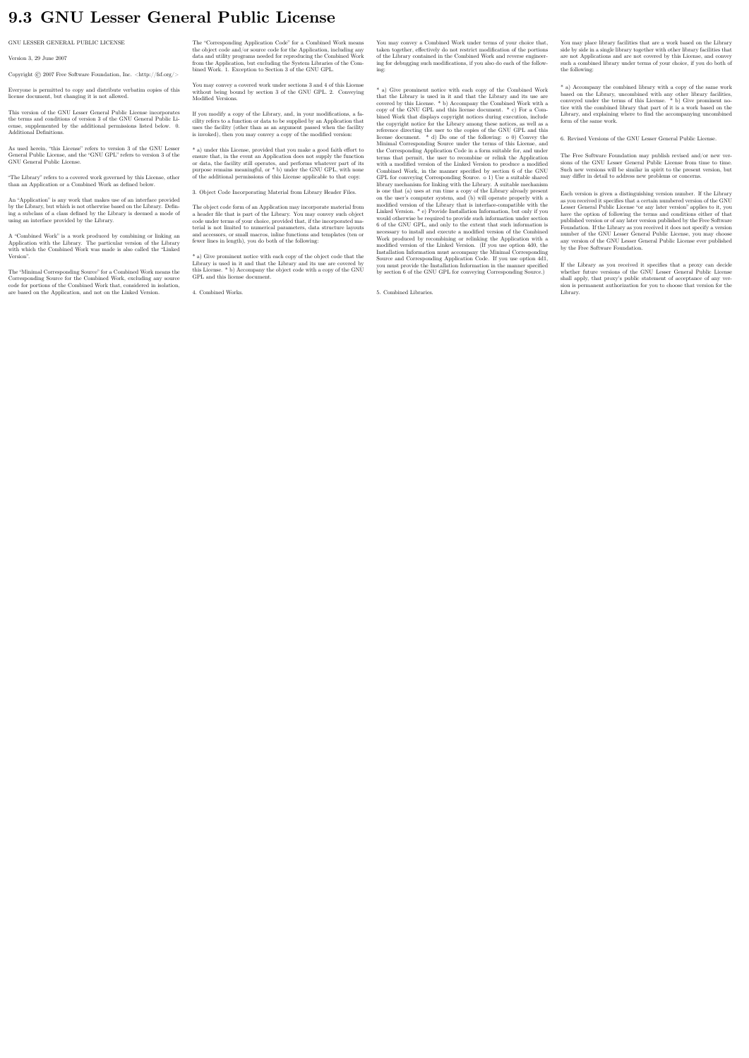# 9.3 GNU Lesser General Public License

GNU LESSER GENERAL PUBLIC LICENSE

Version 3, 29 June 2007

Copyright © 2007 Free Software Foundation, Inc. <http://fsf.org/>

Everyone is permitted to copy and distribute verbatim copies of this license document, but changing it is not allowed.

This version of the GNU Lesser General Public License incorporates the terms and conditions of version 3 of the GNU General Public License, supplemented by the additional permissions listed below. 0. Additional Definitions.

As used herein, "this License" refers to version 3 of the GNU Lesser General Public License, and the "GNU GPL" refers to version 3 of the GNU General Public License.

"The Library" refers to a covered work governed by this License, other than an Application or a Combined Work as defined below.

An "Application" is any work that makes use of an interface provided by the Library, but which is not otherwise based on the Library. Defining a subclass of a class defined by the Library is deemed a mode of using an interface provided by the Library.

A "Combined Work" is a work produced by combining or linking an Application with the Library. The particular version of the Library with which the Combined Work was made is also called the "Linked Version".

The "Minimal Corresponding Source" for a Combined Work means the Corresponding Source for the Combined Work, excluding any source code for portions of the Combined Work that, considered in isolation, are based on the Application, and not on the Linked Version.

The "Corresponding Application Code" for a Combined Work means the object code and/or source code for the Application, including any data and utility programs needed for reproducing the Combined Work from the Application, but excluding the System Libraries of the Combined Work. 1. Exception to Section 3 of the GNU GPL.

You may convey a covered work under sections 3 and 4 of this License without being bound by section 3 of the GNU GPL. 2. Conveying Modified Versions.

If you modify a copy of the Library, and, in your modifications, a facility refers to a function or data to be supplied by an Application that uses the facility (other than as an argument passed when the facility is invoked), then you may convey a copy of the modified version:

* a) under this License, provided that you make a good faith effort to ensure that, in the event an Application does not supply the function or data, the facility still operates, and performs whatever part of its purpose remains meaningful, or * b) under the GNU GPL, with none of the additional permissions of this License applicable to that copy.

3. Object Code Incorporating Material from Library Header Files.

The object code form of an Application may incorporate material from a header file that is part of the Library. You may convey such object code under terms of your choice, provided that, if the incorporated material is not limited to numerical parameters, data structure layouts and accessors, or small macros, inline functions and templates (ten or fewer lines in length), you do both of the following:

* a) Give prominent notice with each copy of the object code that the Library is used in it and that the Library and its use are covered by this License. * b) Accompany the object code with a copy of the GNU GPL and this license document.

4. Combined Works.

You may convey a Combined Work under terms of your choice that, taken together, effectively do not restrict modification of the portions of the Library contained in the Combined Work and reverse engineering for debugging such modifications, if you also do each of the following:

* a) Give prominent notice with each copy of the Combined Work that the Library is used in it and that the Library and its use are covered by this License. * b) Accompany the Combined Work with a copy of the GNU GPL and this license document. * c) For a Combined Work that displays copyright notices during execution, include the copyright notice for the Library among these notices, as well as a reference directing the user to the copies of the GNU GPL and this license document. * d) Do one of the following: o 0) Convey the Minimal Corresponding Source under the terms of this License, and the Corresponding Application Code in a form suitable for, and under terms that permit, the user to recombine or relink the Application with a modified version of the Linked Version to produce a modified Combined Work, in the manner specified by section 6 of the GNU GPL for conveying Corresponding Source. o 1) Use a suitable shared library mechanism for linking with the Library. A suitable mechanism is one that (a) uses at run time a copy of the Library already present on the user's computer system, and (b) will operate properly with a modified version of the Library that is interface-compatible with the Linked Version. * e) Provide Installation Information, but only if you would otherwise be required to provide such information under section 6 of the GNU GPL, and only to the extent that such information is necessary to install and execute a modified version of the Combined Work produced by recombining or relinking the Application with a modified version of the Linked Version. (If you use option 4d0, the Installation Information must accompany the Minimal Corresponding Source and Corresponding Application Code. If you use option 4d1, you must provide the Installation Information in the manner specified by section 6 of the GNU GPL for conveying Corresponding Source.)

5. Combined Libraries.

You may place library facilities that are a work based on the Library side by side in a single library together with other library facilities that are not Applications and are not covered by this License, and convey such a combined library under terms of your choice, if you do both of the following:

* a) Accompany the combined library with a copy of the same work based on the Library, uncombined with any other library facilities, conveyed under the terms of this License. * b) Give prominent notice with the combined library that part of it is a work based on the Library, and explaining where to find the accompanying uncombined form of the same work.

6. Revised Versions of the GNU Lesser General Public License.

The Free Software Foundation may publish revised and/or new versions of the GNU Lesser General Public License from time to time. Such new versions will be similar in spirit to the present version, but may differ in detail to address new problems or concerns.

Each version is given a distinguishing version number. If the Library as you received it specifies that a certain numbered version of the GNU Lesser General Public License "or any later version" applies to it, you have the option of following the terms and conditions either of that published version or of any later version published by the Free Software Foundation. If the Library as you received it does not specify a version number of the GNU Lesser General Public License, you may choose any version of the GNU Lesser General Public License ever published by the Free Software Foundation.

If the Library as you received it specifies that a proxy can decide whether future versions of the GNU Lesser General Public License shall apply, that proxy's public statement of acceptance of any version is permanent authorization for you to choose that version for the Library.